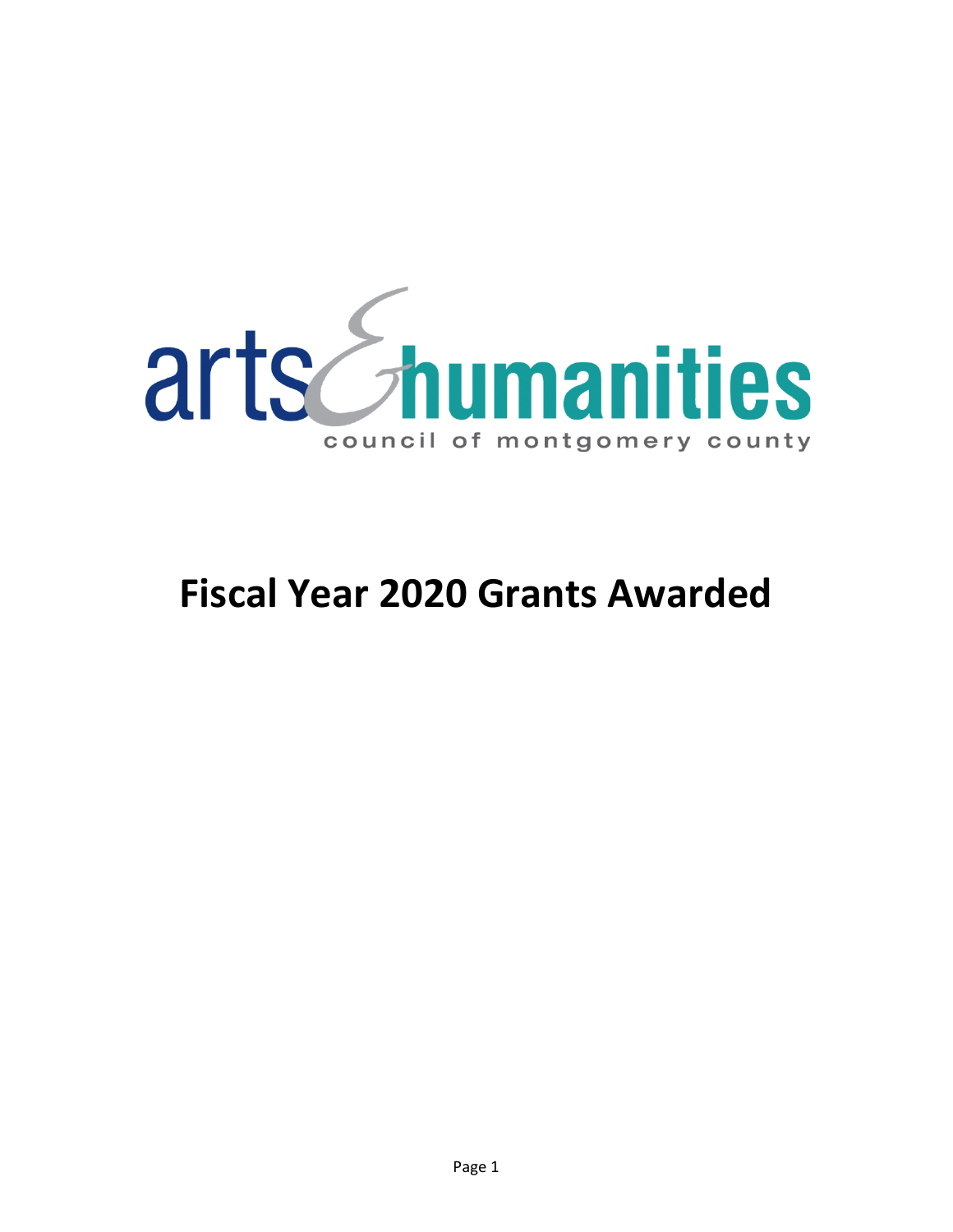arts & humanities

council of montgomery county

# Fiscal Year 2020 Grants Awarded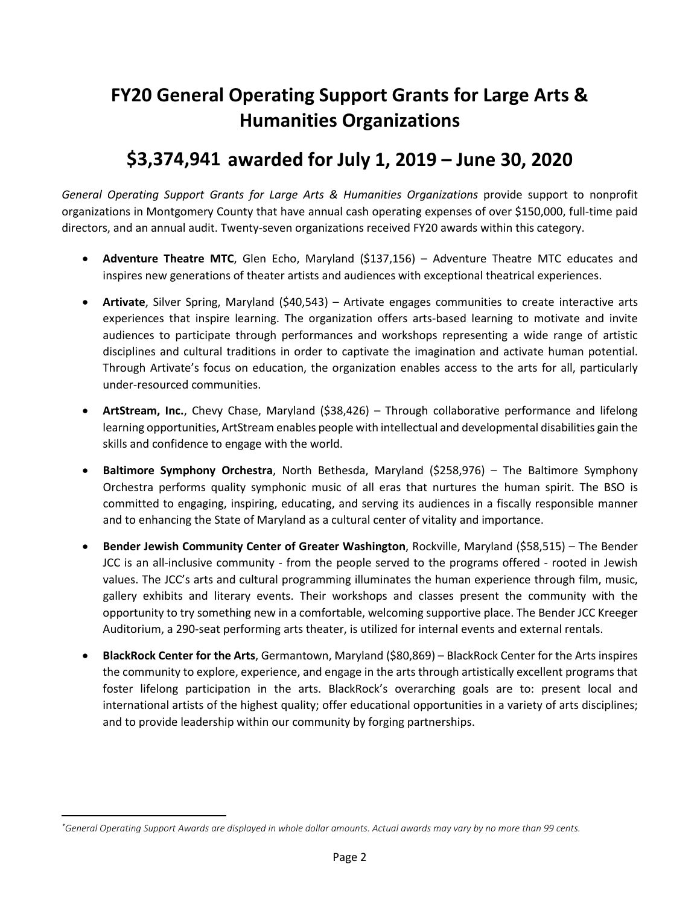# FY20 General Operating Support Grants for Large Arts & Humanities Organizations

## $3,374,941 awarded for July 1, 2019 – June 30, 2020

*General Operating Support Grants for Large Arts & Humanities Organizations* provide support to nonprofit organizations in Montgomery County that have annual cash operating expenses of over $150,000, full-time paid directors, and an annual audit. Twenty-seven organizations received FY20 awards within this category.

- **Adventure Theatre MTC**, Glen Echo, Maryland ($137,156) – Adventure Theatre MTC educates and inspires new generations of theater artists and audiences with exceptional theatrical experiences.

- **Artivate**, Silver Spring, Maryland ($40,543) – Artivate engages communities to create interactive arts experiences that inspire learning. The organization offers arts-based learning to motivate and invite audiences to participate through performances and workshops representing a wide range of artistic disciplines and cultural traditions in order to captivate the imagination and activate human potential. Through Artivate's focus on education, the organization enables access to the arts for all, particularly under-resourced communities.

- **ArtStream, Inc.**, Chevy Chase, Maryland ($38,426) – Through collaborative performance and lifelong learning opportunities, ArtStream enables people with intellectual and developmental disabilities gain the skills and confidence to engage with the world.

- **Baltimore Symphony Orchestra**, North Bethesda, Maryland ($258,976) – The Baltimore Symphony Orchestra performs quality symphonic music of all eras that nurtures the human spirit. The BSO is committed to engaging, inspiring, educating, and serving its audiences in a fiscally responsible manner and to enhancing the State of Maryland as a cultural center of vitality and importance.

- **Bender Jewish Community Center of Greater Washington**, Rockville, Maryland ($58,515) – The Bender JCC is an all-inclusive community - from the people served to the programs offered - rooted in Jewish values. The JCC's arts and cultural programming illuminates the human experience through film, music, gallery exhibits and literary events. Their workshops and classes present the community with the opportunity to try something new in a comfortable, welcoming supportive place. The Bender JCC Kreeger Auditorium, a 290-seat performing arts theater, is utilized for internal events and external rentals.

- **BlackRock Center for the Arts**, Germantown, Maryland ($80,869) – BlackRock Center for the Arts inspires the community to explore, experience, and engage in the arts through artistically excellent programs that foster lifelong participation in the arts. BlackRock's overarching goals are to: present local and international artists of the highest quality; offer educational opportunities in a variety of arts disciplines; and to provide leadership within our community by forging partnerships.

---

*General Operating Support Awards are displayed in whole dollar amounts. Actual awards may vary by no more than 99 cents.*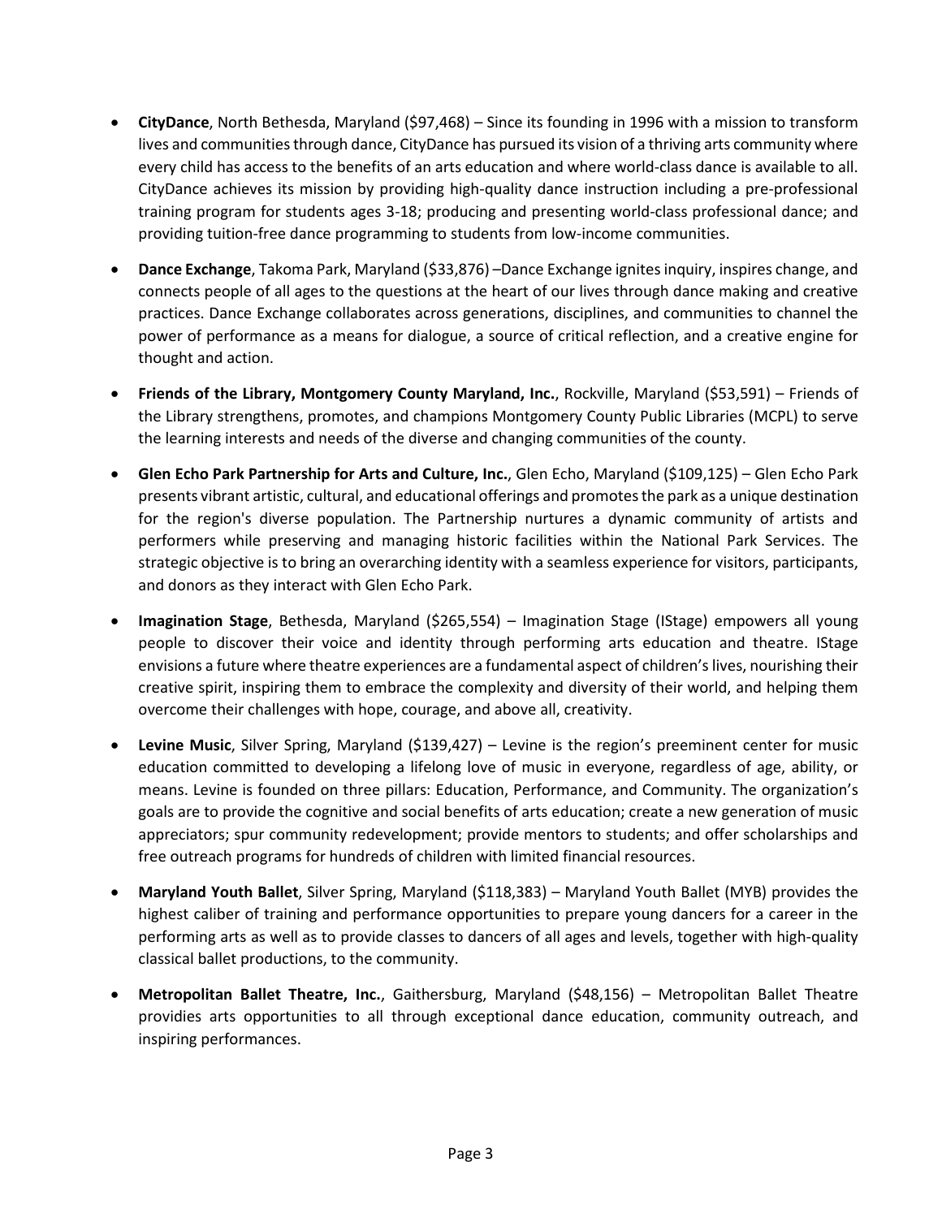- **CityDance**, North Bethesda, Maryland ($97,468) – Since its founding in 1996 with a mission to transform lives and communities through dance, CityDance has pursued its vision of a thriving arts community where every child has access to the benefits of an arts education and where world-class dance is available to all. CityDance achieves its mission by providing high-quality dance instruction including a pre-professional training program for students ages 3-18; producing and presenting world-class professional dance; and providing tuition-free dance programming to students from low-income communities.

- **Dance Exchange**, Takoma Park, Maryland ($33,876) –Dance Exchange ignites inquiry, inspires change, and connects people of all ages to the questions at the heart of our lives through dance making and creative practices. Dance Exchange collaborates across generations, disciplines, and communities to channel the power of performance as a means for dialogue, a source of critical reflection, and a creative engine for thought and action.

- **Friends of the Library, Montgomery County Maryland, Inc.**, Rockville, Maryland ($53,591) – Friends of the Library strengthens, promotes, and champions Montgomery County Public Libraries (MCPL) to serve the learning interests and needs of the diverse and changing communities of the county.

- **Glen Echo Park Partnership for Arts and Culture, Inc.**, Glen Echo, Maryland ($109,125) – Glen Echo Park presents vibrant artistic, cultural, and educational offerings and promotes the park as a unique destination for the region's diverse population. The Partnership nurtures a dynamic community of artists and performers while preserving and managing historic facilities within the National Park Services. The strategic objective is to bring an overarching identity with a seamless experience for visitors, participants, and donors as they interact with Glen Echo Park.

- **Imagination Stage**, Bethesda, Maryland ($265,554) – Imagination Stage (IStage) empowers all young people to discover their voice and identity through performing arts education and theatre. IStage envisions a future where theatre experiences are a fundamental aspect of children's lives, nourishing their creative spirit, inspiring them to embrace the complexity and diversity of their world, and helping them overcome their challenges with hope, courage, and above all, creativity.

- **Levine Music**, Silver Spring, Maryland ($139,427) – Levine is the region's preeminent center for music education committed to developing a lifelong love of music in everyone, regardless of age, ability, or means. Levine is founded on three pillars: Education, Performance, and Community. The organization's goals are to provide the cognitive and social benefits of arts education; create a new generation of music appreciators; spur community redevelopment; provide mentors to students; and offer scholarships and free outreach programs for hundreds of children with limited financial resources.

- **Maryland Youth Ballet**, Silver Spring, Maryland ($118,383) – Maryland Youth Ballet (MYB) provides the highest caliber of training and performance opportunities to prepare young dancers for a career in the performing arts as well as to provide classes to dancers of all ages and levels, together with high-quality classical ballet productions, to the community.

- **Metropolitan Ballet Theatre, Inc.**, Gaithersburg, Maryland ($48,156) – Metropolitan Ballet Theatre providies arts opportunities to all through exceptional dance education, community outreach, and inspiring performances.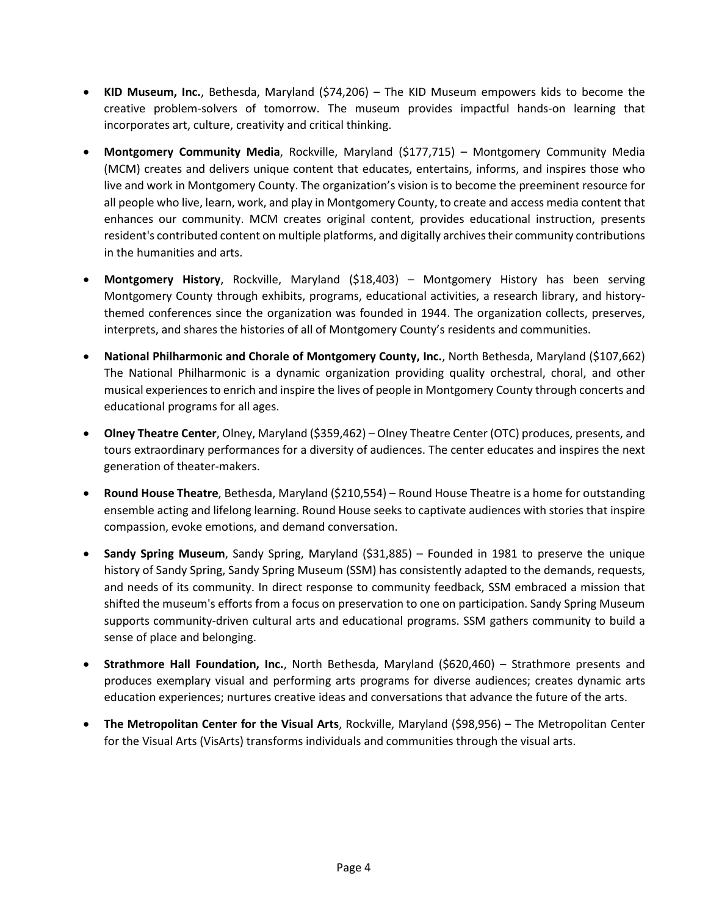- **KID Museum, Inc.**, Bethesda, Maryland ($74,206) – The KID Museum empowers kids to become the creative problem-solvers of tomorrow. The museum provides impactful hands-on learning that incorporates art, culture, creativity and critical thinking.

- **Montgomery Community Media**, Rockville, Maryland ($177,715) – Montgomery Community Media (MCM) creates and delivers unique content that educates, entertains, informs, and inspires those who live and work in Montgomery County. The organization's vision is to become the preeminent resource for all people who live, learn, work, and play in Montgomery County, to create and access media content that enhances our community. MCM creates original content, provides educational instruction, presents resident's contributed content on multiple platforms, and digitally archives their community contributions in the humanities and arts.

- **Montgomery History**, Rockville, Maryland ($18,403) – Montgomery History has been serving Montgomery County through exhibits, programs, educational activities, a research library, and history-themed conferences since the organization was founded in 1944. The organization collects, preserves, interprets, and shares the histories of all of Montgomery County's residents and communities.

- **National Philharmonic and Chorale of Montgomery County, Inc.**, North Bethesda, Maryland ($107,662) The National Philharmonic is a dynamic organization providing quality orchestral, choral, and other musical experiences to enrich and inspire the lives of people in Montgomery County through concerts and educational programs for all ages.

- **Olney Theatre Center**, Olney, Maryland ($359,462) – Olney Theatre Center (OTC) produces, presents, and tours extraordinary performances for a diversity of audiences. The center educates and inspires the next generation of theater-makers.

- **Round House Theatre**, Bethesda, Maryland ($210,554) – Round House Theatre is a home for outstanding ensemble acting and lifelong learning. Round House seeks to captivate audiences with stories that inspire compassion, evoke emotions, and demand conversation.

- **Sandy Spring Museum**, Sandy Spring, Maryland ($31,885) – Founded in 1981 to preserve the unique history of Sandy Spring, Sandy Spring Museum (SSM) has consistently adapted to the demands, requests, and needs of its community. In direct response to community feedback, SSM embraced a mission that shifted the museum's efforts from a focus on preservation to one on participation. Sandy Spring Museum supports community-driven cultural arts and educational programs. SSM gathers community to build a sense of place and belonging.

- **Strathmore Hall Foundation, Inc.**, North Bethesda, Maryland ($620,460) – Strathmore presents and produces exemplary visual and performing arts programs for diverse audiences; creates dynamic arts education experiences; nurtures creative ideas and conversations that advance the future of the arts.

- **The Metropolitan Center for the Visual Arts**, Rockville, Maryland ($98,956) – The Metropolitan Center for the Visual Arts (VisArts) transforms individuals and communities through the visual arts.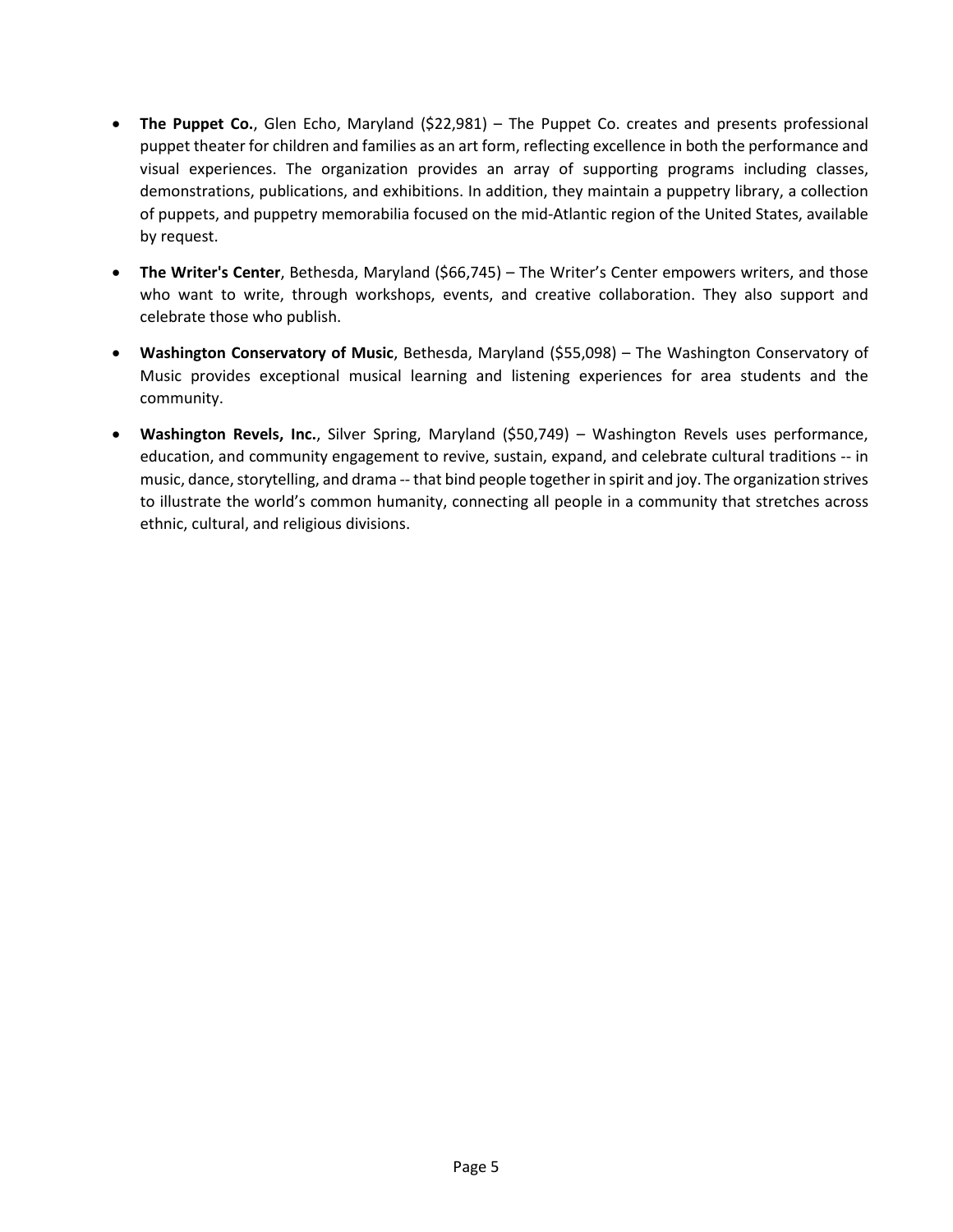- **The Puppet Co.**, Glen Echo, Maryland ($22,981) – The Puppet Co. creates and presents professional puppet theater for children and families as an art form, reflecting excellence in both the performance and visual experiences. The organization provides an array of supporting programs including classes, demonstrations, publications, and exhibitions. In addition, they maintain a puppetry library, a collection of puppets, and puppetry memorabilia focused on the mid-Atlantic region of the United States, available by request.

- **The Writer's Center**, Bethesda, Maryland ($66,745) – The Writer's Center empowers writers, and those who want to write, through workshops, events, and creative collaboration. They also support and celebrate those who publish.

- **Washington Conservatory of Music**, Bethesda, Maryland ($55,098) – The Washington Conservatory of Music provides exceptional musical learning and listening experiences for area students and the community.

- **Washington Revels, Inc.**, Silver Spring, Maryland ($50,749) – Washington Revels uses performance, education, and community engagement to revive, sustain, expand, and celebrate cultural traditions -- in music, dance, storytelling, and drama -- that bind people together in spirit and joy. The organization strives to illustrate the world's common humanity, connecting all people in a community that stretches across ethnic, cultural, and religious divisions.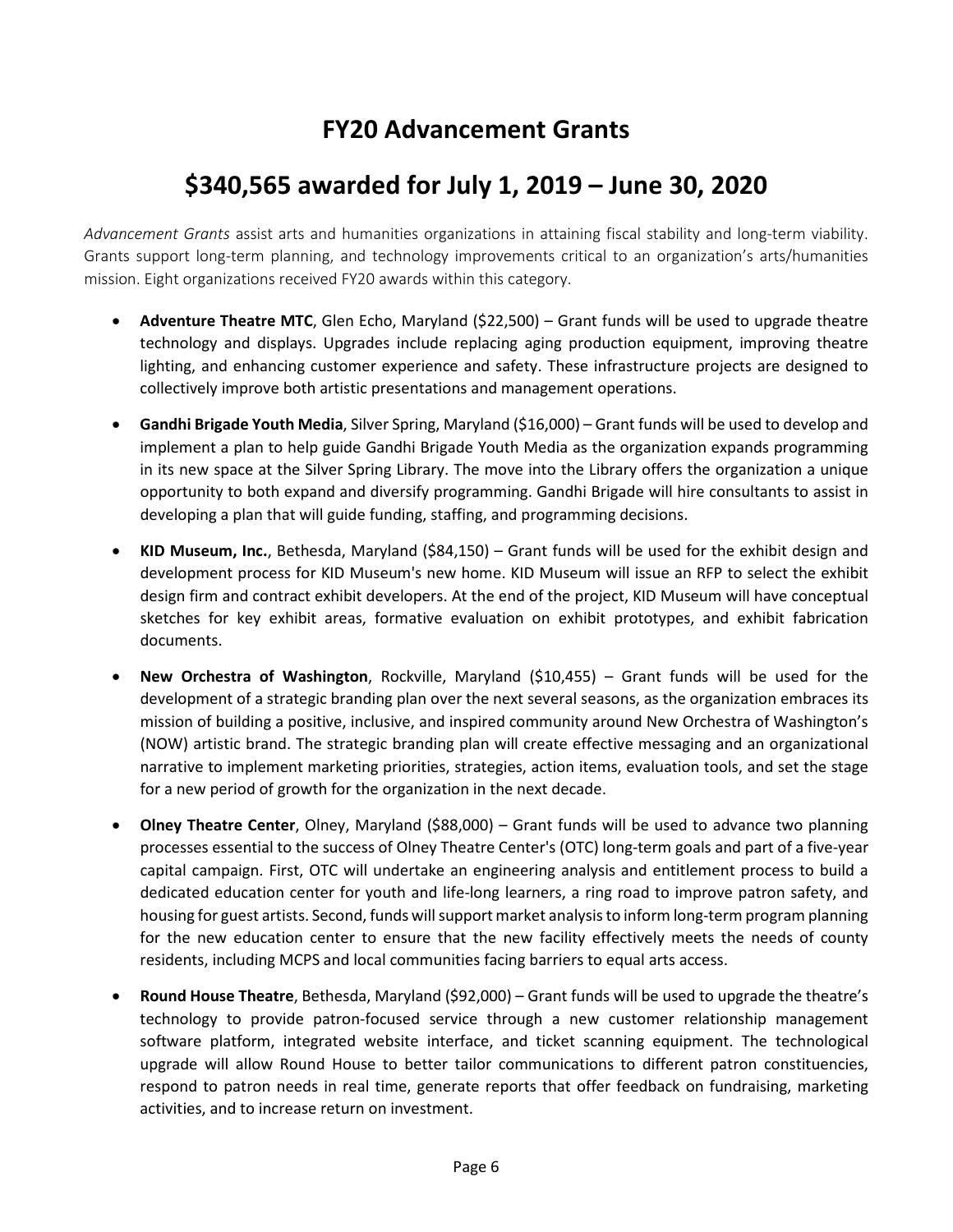# FY20 Advancement Grants

# $340,565 awarded for July 1, 2019 – June 30, 2020

*Advancement Grants* assist arts and humanities organizations in attaining fiscal stability and long-term viability. Grants support long-term planning, and technology improvements critical to an organization's arts/humanities mission. Eight organizations received FY20 awards within this category.

- **Adventure Theatre MTC**, Glen Echo, Maryland ($22,500) – Grant funds will be used to upgrade theatre technology and displays. Upgrades include replacing aging production equipment, improving theatre lighting, and enhancing customer experience and safety. These infrastructure projects are designed to collectively improve both artistic presentations and management operations.

- **Gandhi Brigade Youth Media**, Silver Spring, Maryland ($16,000) – Grant funds will be used to develop and implement a plan to help guide Gandhi Brigade Youth Media as the organization expands programming in its new space at the Silver Spring Library. The move into the Library offers the organization a unique opportunity to both expand and diversify programming. Gandhi Brigade will hire consultants to assist in developing a plan that will guide funding, staffing, and programming decisions.

- **KID Museum, Inc.**, Bethesda, Maryland ($84,150) – Grant funds will be used for the exhibit design and development process for KID Museum's new home. KID Museum will issue an RFP to select the exhibit design firm and contract exhibit developers. At the end of the project, KID Museum will have conceptual sketches for key exhibit areas, formative evaluation on exhibit prototypes, and exhibit fabrication documents.

- **New Orchestra of Washington**, Rockville, Maryland ($10,455) – Grant funds will be used for the development of a strategic branding plan over the next several seasons, as the organization embraces its mission of building a positive, inclusive, and inspired community around New Orchestra of Washington's (NOW) artistic brand. The strategic branding plan will create effective messaging and an organizational narrative to implement marketing priorities, strategies, action items, evaluation tools, and set the stage for a new period of growth for the organization in the next decade.

- **Olney Theatre Center**, Olney, Maryland ($88,000) – Grant funds will be used to advance two planning processes essential to the success of Olney Theatre Center's (OTC) long-term goals and part of a five-year capital campaign. First, OTC will undertake an engineering analysis and entitlement process to build a dedicated education center for youth and life-long learners, a ring road to improve patron safety, and housing for guest artists. Second, funds will support market analysis to inform long-term program planning for the new education center to ensure that the new facility effectively meets the needs of county residents, including MCPS and local communities facing barriers to equal arts access.

- **Round House Theatre**, Bethesda, Maryland ($92,000) – Grant funds will be used to upgrade the theatre's technology to provide patron-focused service through a new customer relationship management software platform, integrated website interface, and ticket scanning equipment. The technological upgrade will allow Round House to better tailor communications to different patron constituencies, respond to patron needs in real time, generate reports that offer feedback on fundraising, marketing activities, and to increase return on investment.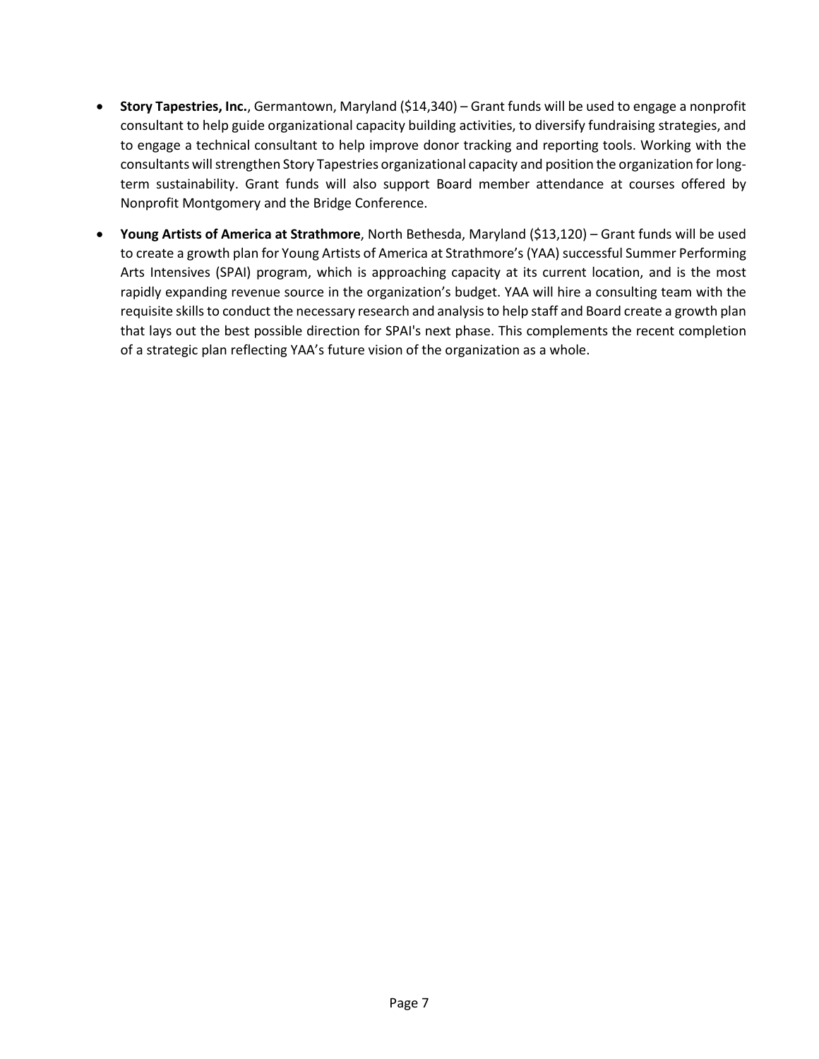- **Story Tapestries, Inc.**, Germantown, Maryland ($14,340) – Grant funds will be used to engage a nonprofit consultant to help guide organizational capacity building activities, to diversify fundraising strategies, and to engage a technical consultant to help improve donor tracking and reporting tools. Working with the consultants will strengthen Story Tapestries organizational capacity and position the organization for long-term sustainability. Grant funds will also support Board member attendance at courses offered by Nonprofit Montgomery and the Bridge Conference.

- **Young Artists of America at Strathmore**, North Bethesda, Maryland ($13,120) – Grant funds will be used to create a growth plan for Young Artists of America at Strathmore's (YAA) successful Summer Performing Arts Intensives (SPAI) program, which is approaching capacity at its current location, and is the most rapidly expanding revenue source in the organization's budget. YAA will hire a consulting team with the requisite skills to conduct the necessary research and analysis to help staff and Board create a growth plan that lays out the best possible direction for SPAI's next phase. This complements the recent completion of a strategic plan reflecting YAA's future vision of the organization as a whole.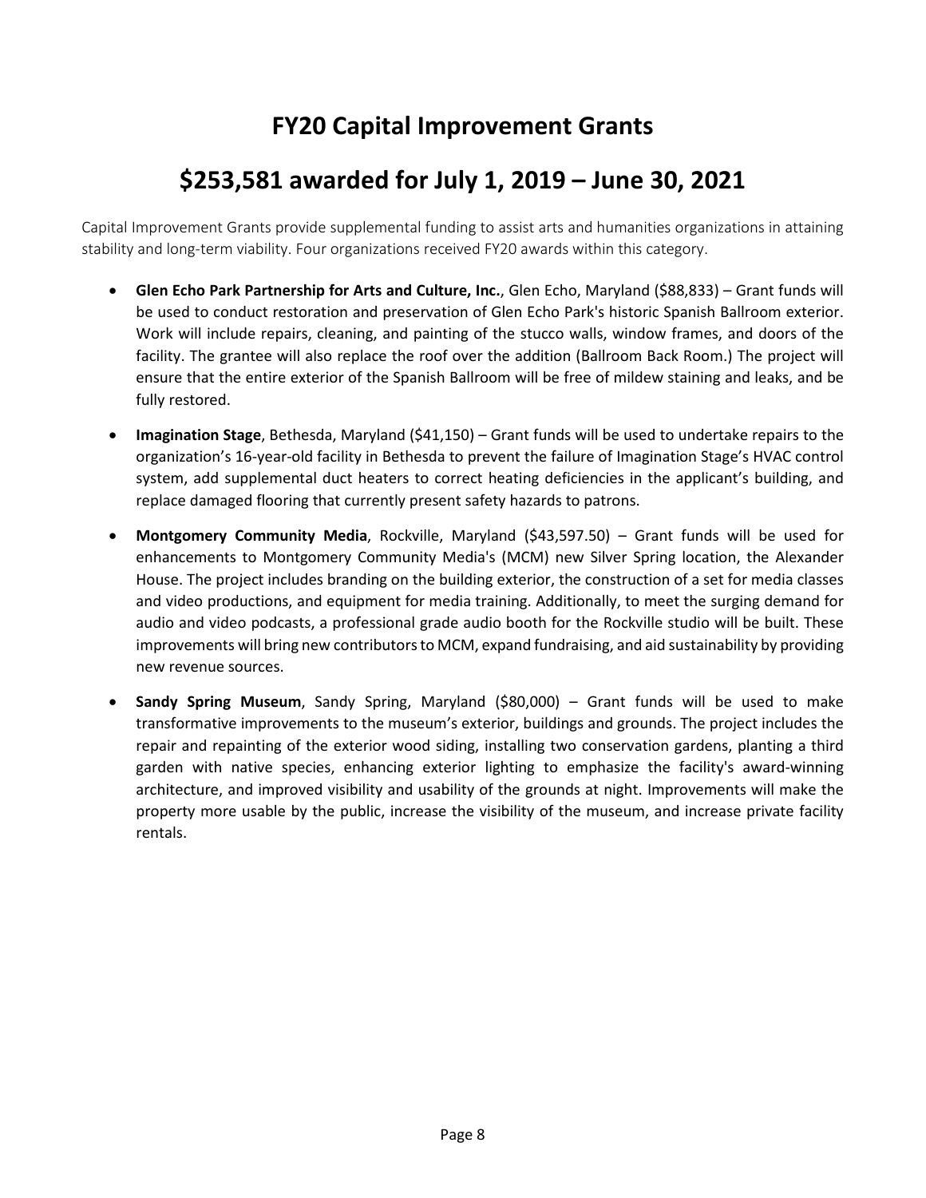# FY20 Capital Improvement Grants

## $253,581 awarded for July 1, 2019 – June 30, 2021

Capital Improvement Grants provide supplemental funding to assist arts and humanities organizations in attaining stability and long-term viability. Four organizations received FY20 awards within this category.

- **Glen Echo Park Partnership for Arts and Culture, Inc.**, Glen Echo, Maryland ($88,833) – Grant funds will be used to conduct restoration and preservation of Glen Echo Park's historic Spanish Ballroom exterior. Work will include repairs, cleaning, and painting of the stucco walls, window frames, and doors of the facility. The grantee will also replace the roof over the addition (Ballroom Back Room.) The project will ensure that the entire exterior of the Spanish Ballroom will be free of mildew staining and leaks, and be fully restored.

- **Imagination Stage**, Bethesda, Maryland ($41,150) – Grant funds will be used to undertake repairs to the organization's 16-year-old facility in Bethesda to prevent the failure of Imagination Stage's HVAC control system, add supplemental duct heaters to correct heating deficiencies in the applicant's building, and replace damaged flooring that currently present safety hazards to patrons.

- **Montgomery Community Media**, Rockville, Maryland ($43,597.50) – Grant funds will be used for enhancements to Montgomery Community Media's (MCM) new Silver Spring location, the Alexander House. The project includes branding on the building exterior, the construction of a set for media classes and video productions, and equipment for media training. Additionally, to meet the surging demand for audio and video podcasts, a professional grade audio booth for the Rockville studio will be built. These improvements will bring new contributors to MCM, expand fundraising, and aid sustainability by providing new revenue sources.

- **Sandy Spring Museum**, Sandy Spring, Maryland ($80,000) – Grant funds will be used to make transformative improvements to the museum's exterior, buildings and grounds. The project includes the repair and repainting of the exterior wood siding, installing two conservation gardens, planting a third garden with native species, enhancing exterior lighting to emphasize the facility's award-winning architecture, and improved visibility and usability of the grounds at night. Improvements will make the property more usable by the public, increase the visibility of the museum, and increase private facility rentals.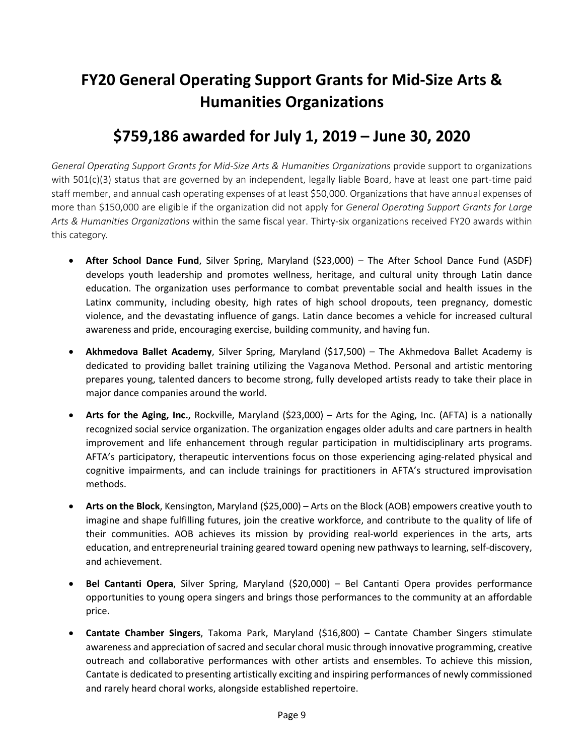# FY20 General Operating Support Grants for Mid-Size Arts & Humanities Organizations

## $759,186 awarded for July 1, 2019 – June 30, 2020

*General Operating Support Grants for Mid-Size Arts & Humanities Organizations* provide support to organizations with 501(c)(3) status that are governed by an independent, legally liable Board, have at least one part-time paid staff member, and annual cash operating expenses of at least $50,000. Organizations that have annual expenses of more than $150,000 are eligible if the organization did not apply for *General Operating Support Grants for Large Arts & Humanities Organizations* within the same fiscal year. Thirty-six organizations received FY20 awards within this category.

- **After School Dance Fund**, Silver Spring, Maryland ($23,000) – The After School Dance Fund (ASDF) develops youth leadership and promotes wellness, heritage, and cultural unity through Latin dance education. The organization uses performance to combat preventable social and health issues in the Latinx community, including obesity, high rates of high school dropouts, teen pregnancy, domestic violence, and the devastating influence of gangs. Latin dance becomes a vehicle for increased cultural awareness and pride, encouraging exercise, building community, and having fun.
- **Akhmedova Ballet Academy**, Silver Spring, Maryland ($17,500) – The Akhmedova Ballet Academy is dedicated to providing ballet training utilizing the Vaganova Method. Personal and artistic mentoring prepares young, talented dancers to become strong, fully developed artists ready to take their place in major dance companies around the world.
- **Arts for the Aging, Inc.**, Rockville, Maryland ($23,000) – Arts for the Aging, Inc. (AFTA) is a nationally recognized social service organization. The organization engages older adults and care partners in health improvement and life enhancement through regular participation in multidisciplinary arts programs. AFTA's participatory, therapeutic interventions focus on those experiencing aging-related physical and cognitive impairments, and can include trainings for practitioners in AFTA's structured improvisation methods.
- **Arts on the Block**, Kensington, Maryland ($25,000) – Arts on the Block (AOB) empowers creative youth to imagine and shape fulfilling futures, join the creative workforce, and contribute to the quality of life of their communities. AOB achieves its mission by providing real-world experiences in the arts, arts education, and entrepreneurial training geared toward opening new pathways to learning, self-discovery, and achievement.
- **Bel Cantanti Opera**, Silver Spring, Maryland ($20,000) – Bel Cantanti Opera provides performance opportunities to young opera singers and brings those performances to the community at an affordable price.
- **Cantate Chamber Singers**, Takoma Park, Maryland ($16,800) – Cantate Chamber Singers stimulate awareness and appreciation of sacred and secular choral music through innovative programming, creative outreach and collaborative performances with other artists and ensembles. To achieve this mission, Cantate is dedicated to presenting artistically exciting and inspiring performances of newly commissioned and rarely heard choral works, alongside established repertoire.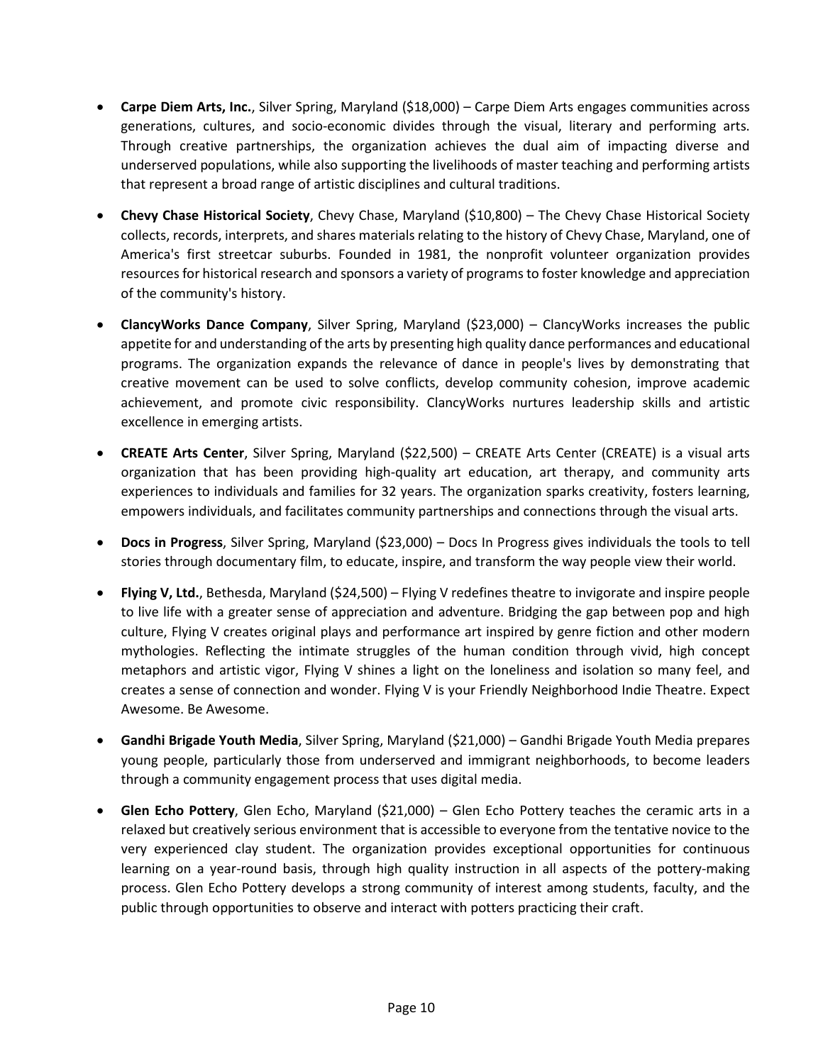- **Carpe Diem Arts, Inc.**, Silver Spring, Maryland ($18,000) – Carpe Diem Arts engages communities across generations, cultures, and socio-economic divides through the visual, literary and performing arts. Through creative partnerships, the organization achieves the dual aim of impacting diverse and underserved populations, while also supporting the livelihoods of master teaching and performing artists that represent a broad range of artistic disciplines and cultural traditions.

- **Chevy Chase Historical Society**, Chevy Chase, Maryland ($10,800) – The Chevy Chase Historical Society collects, records, interprets, and shares materials relating to the history of Chevy Chase, Maryland, one of America's first streetcar suburbs. Founded in 1981, the nonprofit volunteer organization provides resources for historical research and sponsors a variety of programs to foster knowledge and appreciation of the community's history.

- **ClancyWorks Dance Company**, Silver Spring, Maryland ($23,000) – ClancyWorks increases the public appetite for and understanding of the arts by presenting high quality dance performances and educational programs. The organization expands the relevance of dance in people's lives by demonstrating that creative movement can be used to solve conflicts, develop community cohesion, improve academic achievement, and promote civic responsibility. ClancyWorks nurtures leadership skills and artistic excellence in emerging artists.

- **CREATE Arts Center**, Silver Spring, Maryland ($22,500) – CREATE Arts Center (CREATE) is a visual arts organization that has been providing high-quality art education, art therapy, and community arts experiences to individuals and families for 32 years. The organization sparks creativity, fosters learning, empowers individuals, and facilitates community partnerships and connections through the visual arts.

- **Docs in Progress**, Silver Spring, Maryland ($23,000) – Docs In Progress gives individuals the tools to tell stories through documentary film, to educate, inspire, and transform the way people view their world.

- **Flying V, Ltd.**, Bethesda, Maryland ($24,500) – Flying V redefines theatre to invigorate and inspire people to live life with a greater sense of appreciation and adventure. Bridging the gap between pop and high culture, Flying V creates original plays and performance art inspired by genre fiction and other modern mythologies. Reflecting the intimate struggles of the human condition through vivid, high concept metaphors and artistic vigor, Flying V shines a light on the loneliness and isolation so many feel, and creates a sense of connection and wonder. Flying V is your Friendly Neighborhood Indie Theatre. Expect Awesome. Be Awesome.

- **Gandhi Brigade Youth Media**, Silver Spring, Maryland ($21,000) – Gandhi Brigade Youth Media prepares young people, particularly those from underserved and immigrant neighborhoods, to become leaders through a community engagement process that uses digital media.

- **Glen Echo Pottery**, Glen Echo, Maryland ($21,000) – Glen Echo Pottery teaches the ceramic arts in a relaxed but creatively serious environment that is accessible to everyone from the tentative novice to the very experienced clay student. The organization provides exceptional opportunities for continuous learning on a year-round basis, through high quality instruction in all aspects of the pottery-making process. Glen Echo Pottery develops a strong community of interest among students, faculty, and the public through opportunities to observe and interact with potters practicing their craft.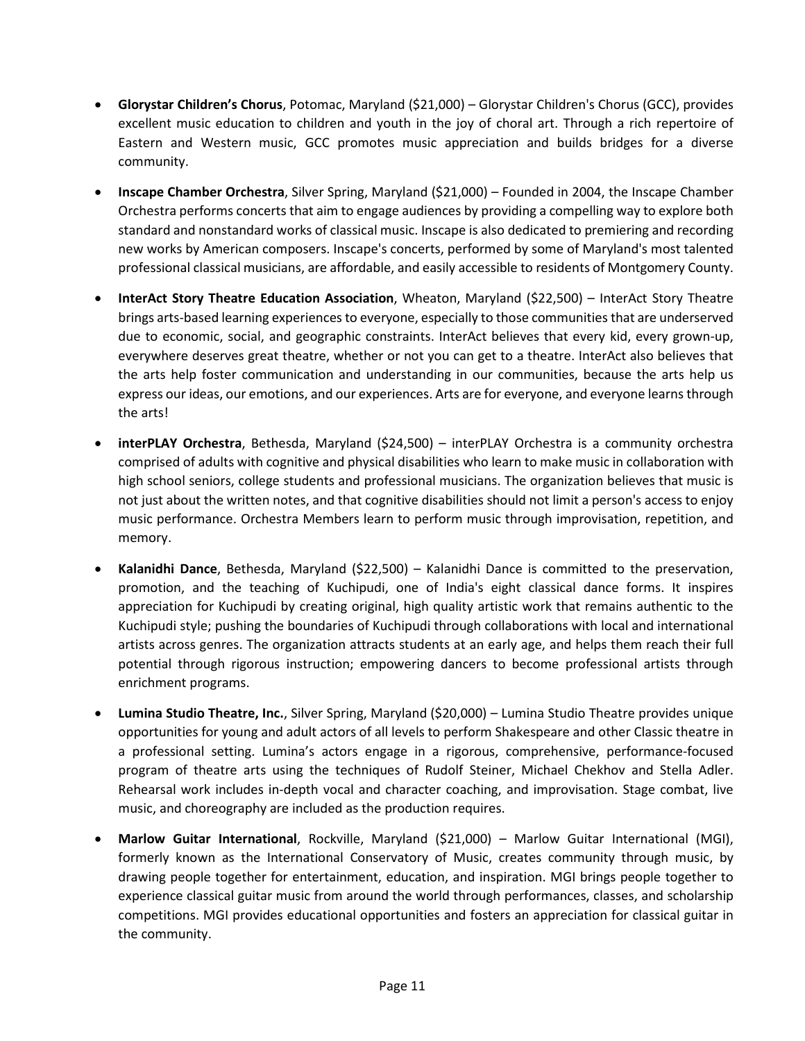- **Glorystar Children's Chorus**, Potomac, Maryland ($21,000) – Glorystar Children's Chorus (GCC), provides excellent music education to children and youth in the joy of choral art. Through a rich repertoire of Eastern and Western music, GCC promotes music appreciation and builds bridges for a diverse community.

- **Inscape Chamber Orchestra**, Silver Spring, Maryland ($21,000) – Founded in 2004, the Inscape Chamber Orchestra performs concerts that aim to engage audiences by providing a compelling way to explore both standard and nonstandard works of classical music. Inscape is also dedicated to premiering and recording new works by American composers. Inscape's concerts, performed by some of Maryland's most talented professional classical musicians, are affordable, and easily accessible to residents of Montgomery County.

- **InterAct Story Theatre Education Association**, Wheaton, Maryland ($22,500) – InterAct Story Theatre brings arts-based learning experiences to everyone, especially to those communities that are underserved due to economic, social, and geographic constraints. InterAct believes that every kid, every grown-up, everywhere deserves great theatre, whether or not you can get to a theatre. InterAct also believes that the arts help foster communication and understanding in our communities, because the arts help us express our ideas, our emotions, and our experiences. Arts are for everyone, and everyone learns through the arts!

- **interPLAY Orchestra**, Bethesda, Maryland ($24,500) – interPLAY Orchestra is a community orchestra comprised of adults with cognitive and physical disabilities who learn to make music in collaboration with high school seniors, college students and professional musicians. The organization believes that music is not just about the written notes, and that cognitive disabilities should not limit a person's access to enjoy music performance. Orchestra Members learn to perform music through improvisation, repetition, and memory.

- **Kalanidhi Dance**, Bethesda, Maryland ($22,500) – Kalanidhi Dance is committed to the preservation, promotion, and the teaching of Kuchipudi, one of India's eight classical dance forms. It inspires appreciation for Kuchipudi by creating original, high quality artistic work that remains authentic to the Kuchipudi style; pushing the boundaries of Kuchipudi through collaborations with local and international artists across genres. The organization attracts students at an early age, and helps them reach their full potential through rigorous instruction; empowering dancers to become professional artists through enrichment programs.

- **Lumina Studio Theatre, Inc.**, Silver Spring, Maryland ($20,000) – Lumina Studio Theatre provides unique opportunities for young and adult actors of all levels to perform Shakespeare and other Classic theatre in a professional setting. Lumina's actors engage in a rigorous, comprehensive, performance-focused program of theatre arts using the techniques of Rudolf Steiner, Michael Chekhov and Stella Adler. Rehearsal work includes in-depth vocal and character coaching, and improvisation. Stage combat, live music, and choreography are included as the production requires.

- **Marlow Guitar International**, Rockville, Maryland ($21,000) – Marlow Guitar International (MGI), formerly known as the International Conservatory of Music, creates community through music, by drawing people together for entertainment, education, and inspiration. MGI brings people together to experience classical guitar music from around the world through performances, classes, and scholarship competitions. MGI provides educational opportunities and fosters an appreciation for classical guitar in the community.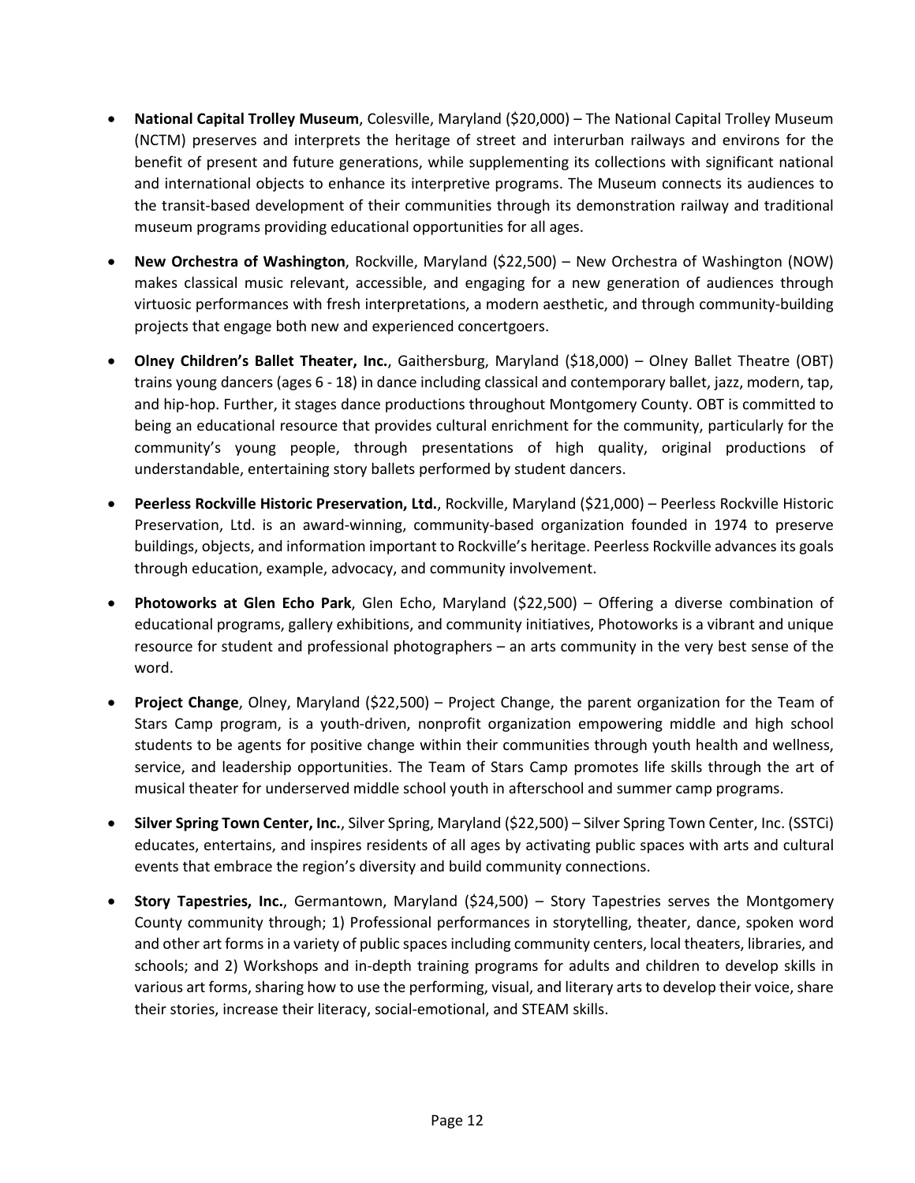- **National Capital Trolley Museum**, Colesville, Maryland ($20,000) – The National Capital Trolley Museum (NCTM) preserves and interprets the heritage of street and interurban railways and environs for the benefit of present and future generations, while supplementing its collections with significant national and international objects to enhance its interpretive programs. The Museum connects its audiences to the transit-based development of their communities through its demonstration railway and traditional museum programs providing educational opportunities for all ages.

- **New Orchestra of Washington**, Rockville, Maryland ($22,500) – New Orchestra of Washington (NOW) makes classical music relevant, accessible, and engaging for a new generation of audiences through virtuosic performances with fresh interpretations, a modern aesthetic, and through community-building projects that engage both new and experienced concertgoers.

- **Olney Children's Ballet Theater, Inc.**, Gaithersburg, Maryland ($18,000) – Olney Ballet Theatre (OBT) trains young dancers (ages 6 - 18) in dance including classical and contemporary ballet, jazz, modern, tap, and hip-hop. Further, it stages dance productions throughout Montgomery County. OBT is committed to being an educational resource that provides cultural enrichment for the community, particularly for the community's young people, through presentations of high quality, original productions of understandable, entertaining story ballets performed by student dancers.

- **Peerless Rockville Historic Preservation, Ltd.**, Rockville, Maryland ($21,000) – Peerless Rockville Historic Preservation, Ltd. is an award-winning, community-based organization founded in 1974 to preserve buildings, objects, and information important to Rockville's heritage. Peerless Rockville advances its goals through education, example, advocacy, and community involvement.

- **Photoworks at Glen Echo Park**, Glen Echo, Maryland ($22,500) – Offering a diverse combination of educational programs, gallery exhibitions, and community initiatives, Photoworks is a vibrant and unique resource for student and professional photographers – an arts community in the very best sense of the word.

- **Project Change**, Olney, Maryland ($22,500) – Project Change, the parent organization for the Team of Stars Camp program, is a youth-driven, nonprofit organization empowering middle and high school students to be agents for positive change within their communities through youth health and wellness, service, and leadership opportunities. The Team of Stars Camp promotes life skills through the art of musical theater for underserved middle school youth in afterschool and summer camp programs.

- **Silver Spring Town Center, Inc.**, Silver Spring, Maryland ($22,500) – Silver Spring Town Center, Inc. (SSTCi) educates, entertains, and inspires residents of all ages by activating public spaces with arts and cultural events that embrace the region's diversity and build community connections.

- **Story Tapestries, Inc.**, Germantown, Maryland ($24,500) – Story Tapestries serves the Montgomery County community through; 1) Professional performances in storytelling, theater, dance, spoken word and other art forms in a variety of public spaces including community centers, local theaters, libraries, and schools; and 2) Workshops and in-depth training programs for adults and children to develop skills in various art forms, sharing how to use the performing, visual, and literary arts to develop their voice, share their stories, increase their literacy, social-emotional, and STEAM skills.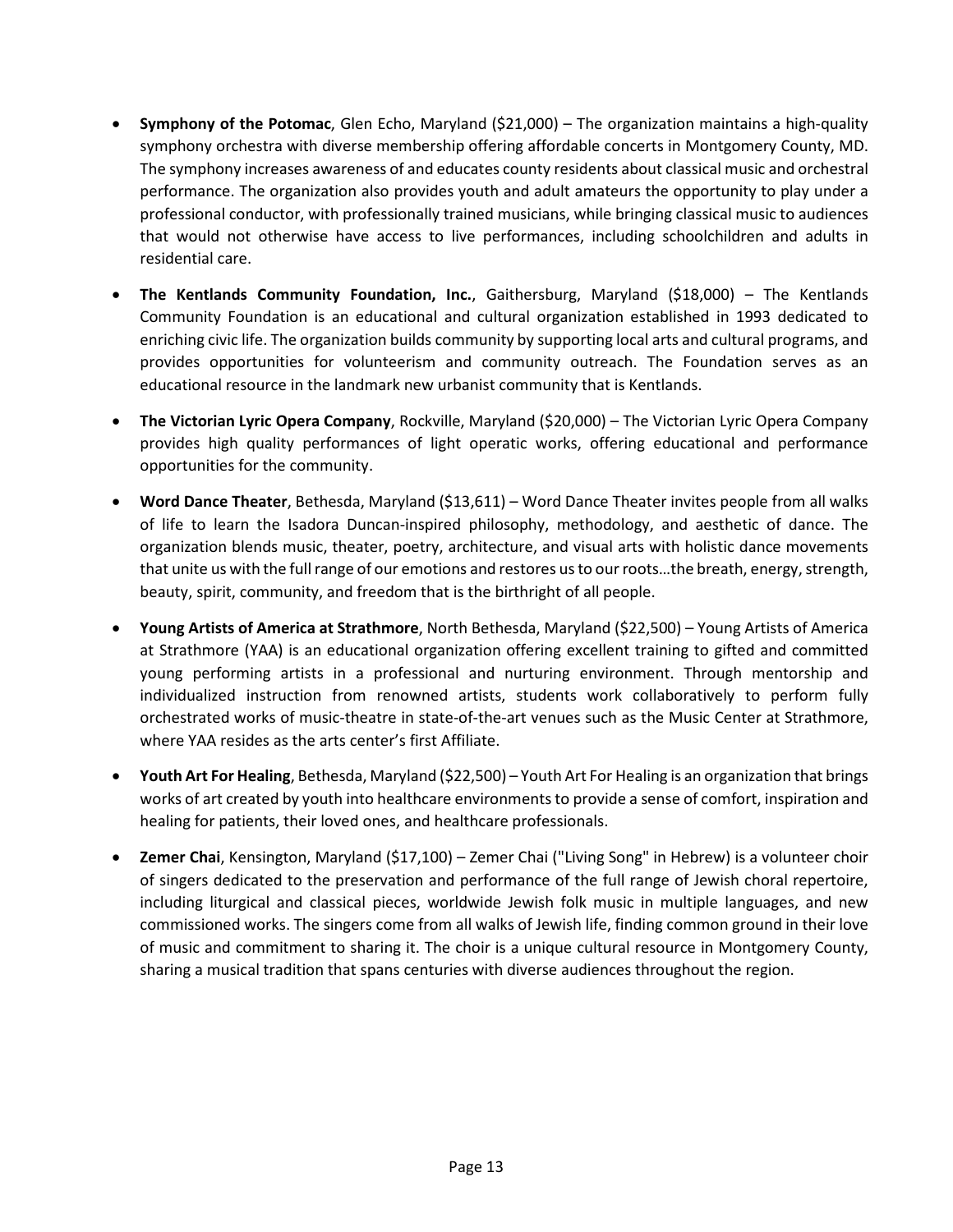- **Symphony of the Potomac**, Glen Echo, Maryland ($21,000) – The organization maintains a high-quality symphony orchestra with diverse membership offering affordable concerts in Montgomery County, MD. The symphony increases awareness of and educates county residents about classical music and orchestral performance. The organization also provides youth and adult amateurs the opportunity to play under a professional conductor, with professionally trained musicians, while bringing classical music to audiences that would not otherwise have access to live performances, including schoolchildren and adults in residential care.

- **The Kentlands Community Foundation, Inc.**, Gaithersburg, Maryland ($18,000) – The Kentlands Community Foundation is an educational and cultural organization established in 1993 dedicated to enriching civic life. The organization builds community by supporting local arts and cultural programs, and provides opportunities for volunteerism and community outreach. The Foundation serves as an educational resource in the landmark new urbanist community that is Kentlands.

- **The Victorian Lyric Opera Company**, Rockville, Maryland ($20,000) – The Victorian Lyric Opera Company provides high quality performances of light operatic works, offering educational and performance opportunities for the community.

- **Word Dance Theater**, Bethesda, Maryland ($13,611) – Word Dance Theater invites people from all walks of life to learn the Isadora Duncan-inspired philosophy, methodology, and aesthetic of dance. The organization blends music, theater, poetry, architecture, and visual arts with holistic dance movements that unite us with the full range of our emotions and restores us to our roots…the breath, energy, strength, beauty, spirit, community, and freedom that is the birthright of all people.

- **Young Artists of America at Strathmore**, North Bethesda, Maryland ($22,500) – Young Artists of America at Strathmore (YAA) is an educational organization offering excellent training to gifted and committed young performing artists in a professional and nurturing environment. Through mentorship and individualized instruction from renowned artists, students work collaboratively to perform fully orchestrated works of music-theatre in state-of-the-art venues such as the Music Center at Strathmore, where YAA resides as the arts center's first Affiliate.

- **Youth Art For Healing**, Bethesda, Maryland ($22,500) – Youth Art For Healing is an organization that brings works of art created by youth into healthcare environments to provide a sense of comfort, inspiration and healing for patients, their loved ones, and healthcare professionals.

- **Zemer Chai**, Kensington, Maryland ($17,100) – Zemer Chai ("Living Song" in Hebrew) is a volunteer choir of singers dedicated to the preservation and performance of the full range of Jewish choral repertoire, including liturgical and classical pieces, worldwide Jewish folk music in multiple languages, and new commissioned works. The singers come from all walks of Jewish life, finding common ground in their love of music and commitment to sharing it. The choir is a unique cultural resource in Montgomery County, sharing a musical tradition that spans centuries with diverse audiences throughout the region.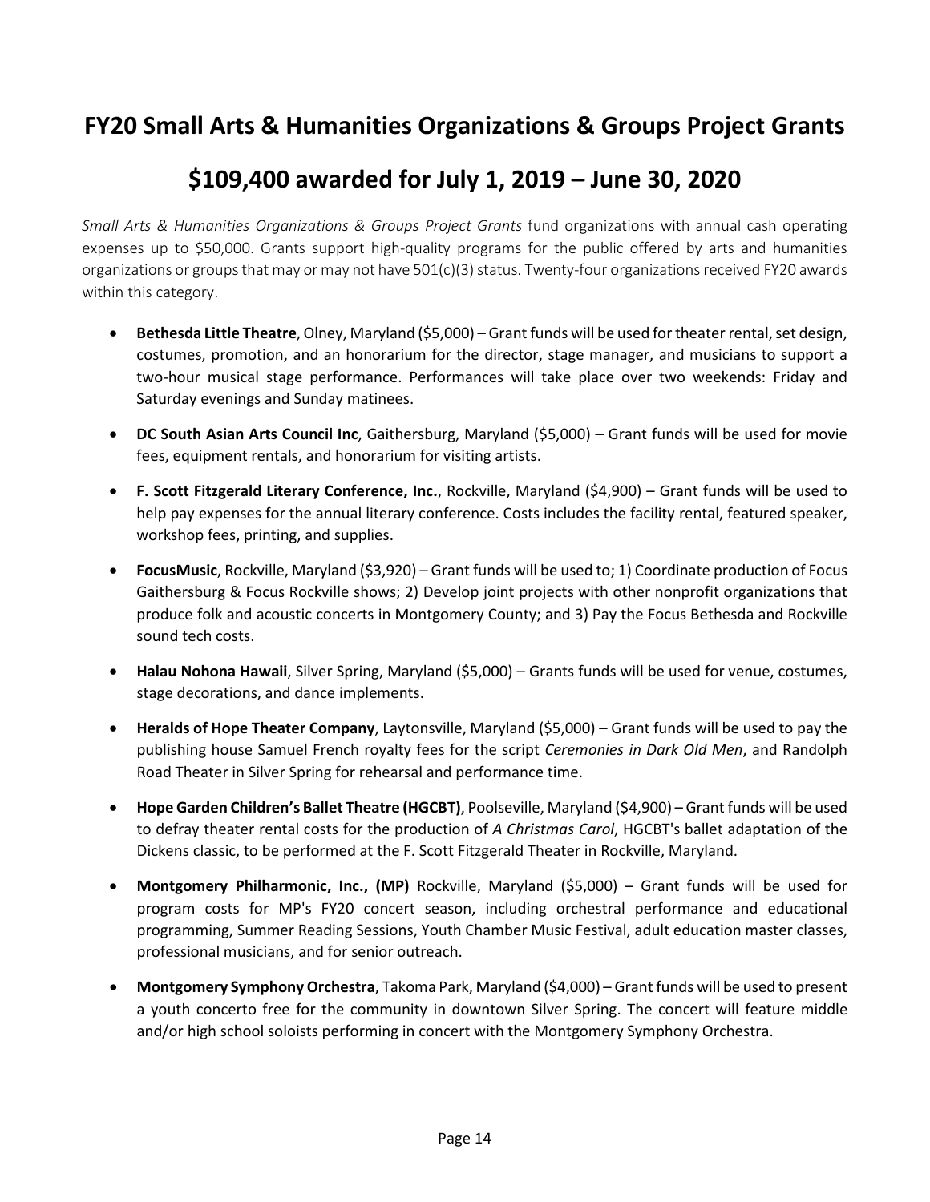# FY20 Small Arts & Humanities Organizations & Groups Project Grants

## $109,400 awarded for July 1, 2019 – June 30, 2020

*Small Arts & Humanities Organizations & Groups Project Grants* fund organizations with annual cash operating expenses up to $50,000. Grants support high-quality programs for the public offered by arts and humanities organizations or groups that may or may not have 501(c)(3) status. Twenty-four organizations received FY20 awards within this category.

- **Bethesda Little Theatre**, Olney, Maryland ($5,000) – Grant funds will be used for theater rental, set design, costumes, promotion, and an honorarium for the director, stage manager, and musicians to support a two-hour musical stage performance. Performances will take place over two weekends: Friday and Saturday evenings and Sunday matinees.
- **DC South Asian Arts Council Inc**, Gaithersburg, Maryland ($5,000) – Grant funds will be used for movie fees, equipment rentals, and honorarium for visiting artists.
- **F. Scott Fitzgerald Literary Conference, Inc.**, Rockville, Maryland ($4,900) – Grant funds will be used to help pay expenses for the annual literary conference. Costs includes the facility rental, featured speaker, workshop fees, printing, and supplies.
- **FocusMusic**, Rockville, Maryland ($3,920) – Grant funds will be used to; 1) Coordinate production of Focus Gaithersburg & Focus Rockville shows; 2) Develop joint projects with other nonprofit organizations that produce folk and acoustic concerts in Montgomery County; and 3) Pay the Focus Bethesda and Rockville sound tech costs.
- **Halau Nohona Hawaii**, Silver Spring, Maryland ($5,000) – Grants funds will be used for venue, costumes, stage decorations, and dance implements.
- **Heralds of Hope Theater Company**, Laytonsville, Maryland ($5,000) – Grant funds will be used to pay the publishing house Samuel French royalty fees for the script *Ceremonies in Dark Old Men*, and Randolph Road Theater in Silver Spring for rehearsal and performance time.
- **Hope Garden Children's Ballet Theatre (HGCBT)**, Poolseville, Maryland ($4,900) – Grant funds will be used to defray theater rental costs for the production of *A Christmas Carol*, HGCBT's ballet adaptation of the Dickens classic, to be performed at the F. Scott Fitzgerald Theater in Rockville, Maryland.
- **Montgomery Philharmonic, Inc., (MP)** Rockville, Maryland ($5,000) – Grant funds will be used for program costs for MP's FY20 concert season, including orchestral performance and educational programming, Summer Reading Sessions, Youth Chamber Music Festival, adult education master classes, professional musicians, and for senior outreach.
- **Montgomery Symphony Orchestra**, Takoma Park, Maryland ($4,000) – Grant funds will be used to present a youth concerto free for the community in downtown Silver Spring. The concert will feature middle and/or high school soloists performing in concert with the Montgomery Symphony Orchestra.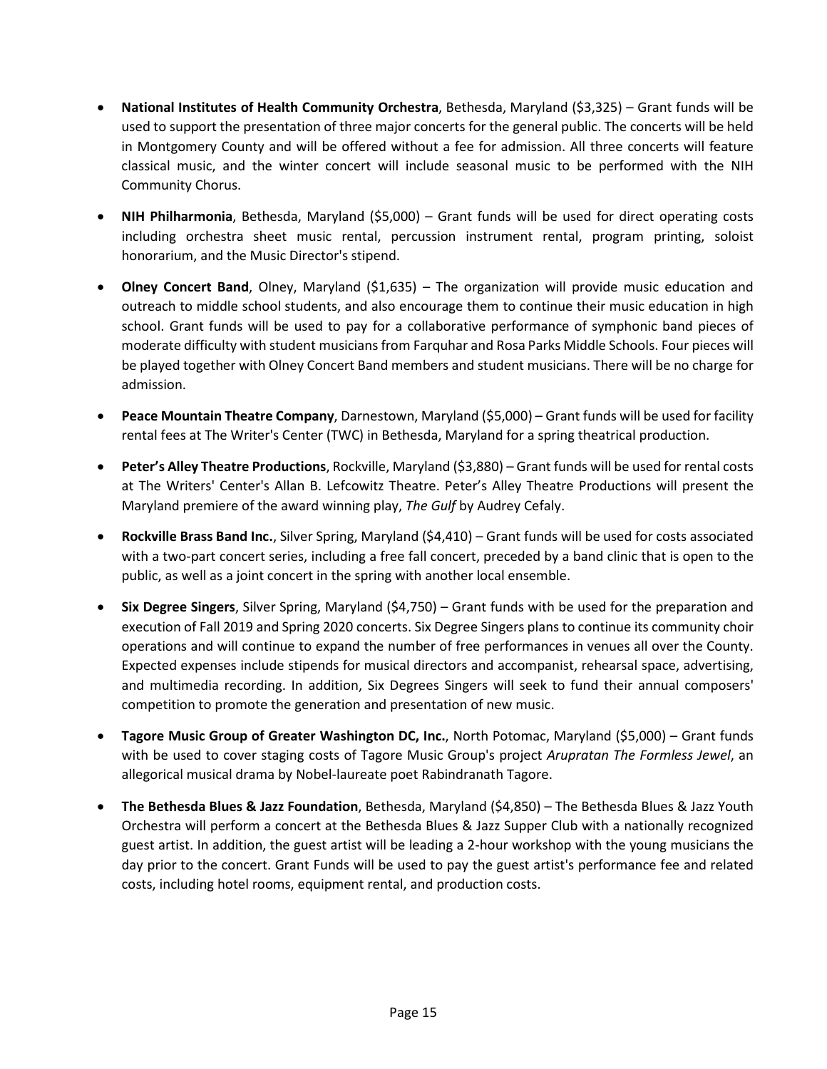- **National Institutes of Health Community Orchestra**, Bethesda, Maryland ($3,325) – Grant funds will be used to support the presentation of three major concerts for the general public. The concerts will be held in Montgomery County and will be offered without a fee for admission. All three concerts will feature classical music, and the winter concert will include seasonal music to be performed with the NIH Community Chorus.

- **NIH Philharmonia**, Bethesda, Maryland ($5,000) – Grant funds will be used for direct operating costs including orchestra sheet music rental, percussion instrument rental, program printing, soloist honorarium, and the Music Director's stipend.

- **Olney Concert Band**, Olney, Maryland ($1,635) – The organization will provide music education and outreach to middle school students, and also encourage them to continue their music education in high school. Grant funds will be used to pay for a collaborative performance of symphonic band pieces of moderate difficulty with student musicians from Farquhar and Rosa Parks Middle Schools. Four pieces will be played together with Olney Concert Band members and student musicians. There will be no charge for admission.

- **Peace Mountain Theatre Company**, Darnestown, Maryland ($5,000) – Grant funds will be used for facility rental fees at The Writer's Center (TWC) in Bethesda, Maryland for a spring theatrical production.

- **Peter's Alley Theatre Productions**, Rockville, Maryland ($3,880) – Grant funds will be used for rental costs at The Writers' Center's Allan B. Lefcowitz Theatre. Peter's Alley Theatre Productions will present the Maryland premiere of the award winning play, *The Gulf* by Audrey Cefaly.

- **Rockville Brass Band Inc.**, Silver Spring, Maryland ($4,410) – Grant funds will be used for costs associated with a two-part concert series, including a free fall concert, preceded by a band clinic that is open to the public, as well as a joint concert in the spring with another local ensemble.

- **Six Degree Singers**, Silver Spring, Maryland ($4,750) – Grant funds with be used for the preparation and execution of Fall 2019 and Spring 2020 concerts. Six Degree Singers plans to continue its community choir operations and will continue to expand the number of free performances in venues all over the County. Expected expenses include stipends for musical directors and accompanist, rehearsal space, advertising, and multimedia recording. In addition, Six Degrees Singers will seek to fund their annual composers' competition to promote the generation and presentation of new music.

- **Tagore Music Group of Greater Washington DC, Inc.**, North Potomac, Maryland ($5,000) – Grant funds with be used to cover staging costs of Tagore Music Group's project *Arupratan The Formless Jewel*, an allegorical musical drama by Nobel-laureate poet Rabindranath Tagore.

- **The Bethesda Blues & Jazz Foundation**, Bethesda, Maryland ($4,850) – The Bethesda Blues & Jazz Youth Orchestra will perform a concert at the Bethesda Blues & Jazz Supper Club with a nationally recognized guest artist. In addition, the guest artist will be leading a 2-hour workshop with the young musicians the day prior to the concert. Grant Funds will be used to pay the guest artist's performance fee and related costs, including hotel rooms, equipment rental, and production costs.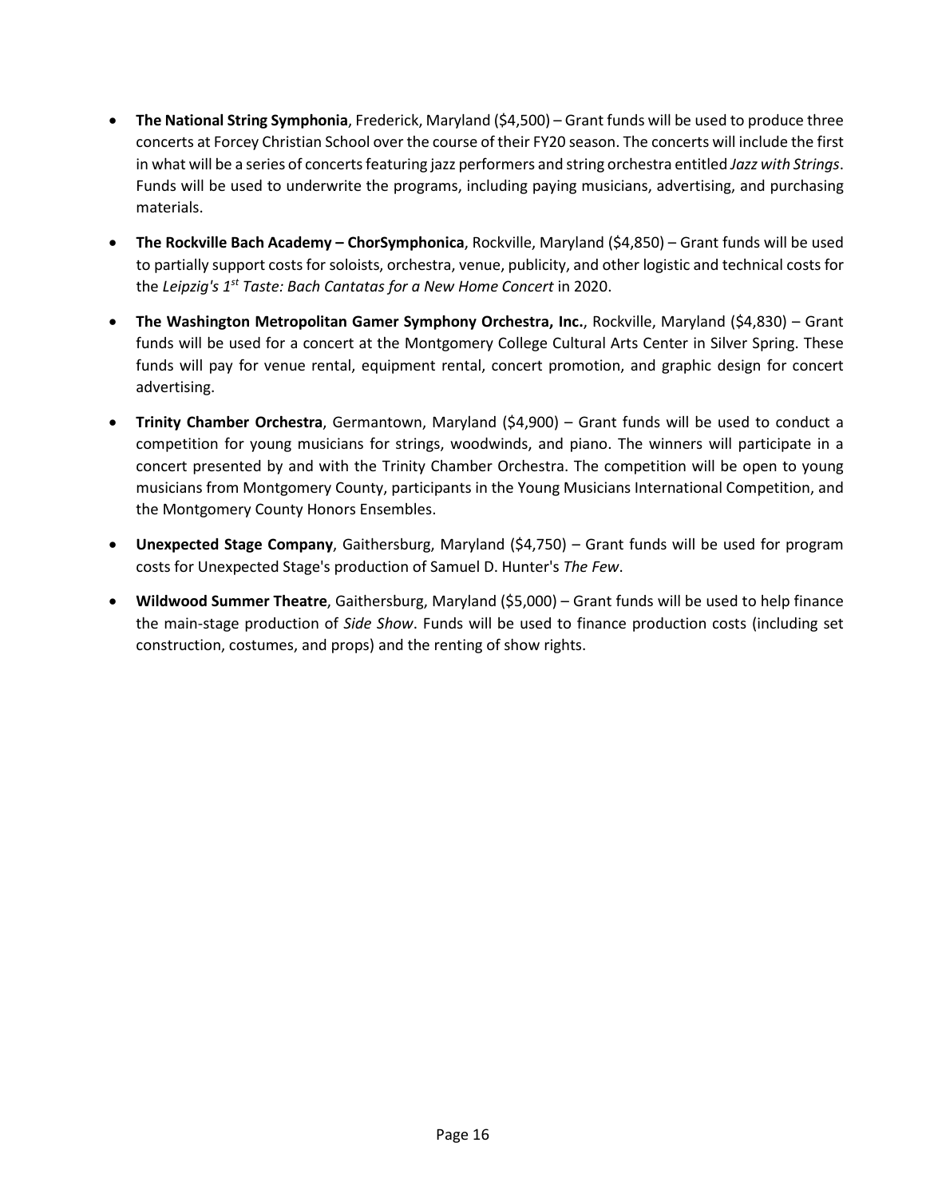- **The National String Symphonia**, Frederick, Maryland ($4,500) – Grant funds will be used to produce three concerts at Forcey Christian School over the course of their FY20 season. The concerts will include the first in what will be a series of concerts featuring jazz performers and string orchestra entitled *Jazz with Strings*. Funds will be used to underwrite the programs, including paying musicians, advertising, and purchasing materials.

- **The Rockville Bach Academy – ChorSymphonica**, Rockville, Maryland ($4,850) – Grant funds will be used to partially support costs for soloists, orchestra, venue, publicity, and other logistic and technical costs for the *Leipzig's 1st Taste: Bach Cantatas for a New Home Concert* in 2020.

- **The Washington Metropolitan Gamer Symphony Orchestra, Inc.**, Rockville, Maryland ($4,830) – Grant funds will be used for a concert at the Montgomery College Cultural Arts Center in Silver Spring. These funds will pay for venue rental, equipment rental, concert promotion, and graphic design for concert advertising.

- **Trinity Chamber Orchestra**, Germantown, Maryland ($4,900) – Grant funds will be used to conduct a competition for young musicians for strings, woodwinds, and piano. The winners will participate in a concert presented by and with the Trinity Chamber Orchestra. The competition will be open to young musicians from Montgomery County, participants in the Young Musicians International Competition, and the Montgomery County Honors Ensembles.

- **Unexpected Stage Company**, Gaithersburg, Maryland ($4,750) – Grant funds will be used for program costs for Unexpected Stage's production of Samuel D. Hunter's *The Few*.

- **Wildwood Summer Theatre**, Gaithersburg, Maryland ($5,000) – Grant funds will be used to help finance the main-stage production of *Side Show*. Funds will be used to finance production costs (including set construction, costumes, and props) and the renting of show rights.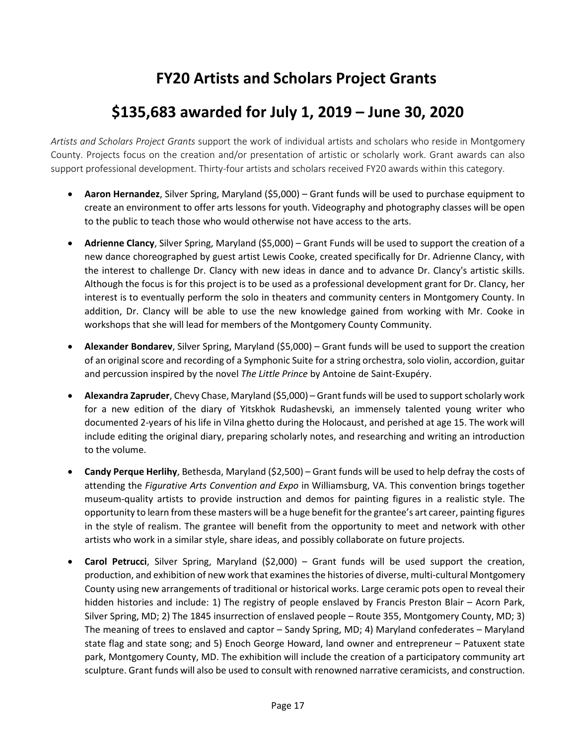# FY20 Artists and Scholars Project Grants

# $135,683 awarded for July 1, 2019 – June 30, 2020

*Artists and Scholars Project Grants* support the work of individual artists and scholars who reside in Montgomery County. Projects focus on the creation and/or presentation of artistic or scholarly work. Grant awards can also support professional development. Thirty-four artists and scholars received FY20 awards within this category.

- **Aaron Hernandez**, Silver Spring, Maryland ($5,000) – Grant funds will be used to purchase equipment to create an environment to offer arts lessons for youth. Videography and photography classes will be open to the public to teach those who would otherwise not have access to the arts.

- **Adrienne Clancy**, Silver Spring, Maryland ($5,000) – Grant Funds will be used to support the creation of a new dance choreographed by guest artist Lewis Cooke, created specifically for Dr. Adrienne Clancy, with the interest to challenge Dr. Clancy with new ideas in dance and to advance Dr. Clancy's artistic skills. Although the focus is for this project is to be used as a professional development grant for Dr. Clancy, her interest is to eventually perform the solo in theaters and community centers in Montgomery County. In addition, Dr. Clancy will be able to use the new knowledge gained from working with Mr. Cooke in workshops that she will lead for members of the Montgomery County Community.

- **Alexander Bondarev**, Silver Spring, Maryland ($5,000) – Grant funds will be used to support the creation of an original score and recording of a Symphonic Suite for a string orchestra, solo violin, accordion, guitar and percussion inspired by the novel *The Little Prince* by Antoine de Saint-Exupéry.

- **Alexandra Zapruder**, Chevy Chase, Maryland ($5,000) – Grant funds will be used to support scholarly work for a new edition of the diary of Yitskhok Rudashevski, an immensely talented young writer who documented 2-years of his life in Vilna ghetto during the Holocaust, and perished at age 15. The work will include editing the original diary, preparing scholarly notes, and researching and writing an introduction to the volume.

- **Candy Perque Herlihy**, Bethesda, Maryland ($2,500) – Grant funds will be used to help defray the costs of attending the *Figurative Arts Convention and Expo* in Williamsburg, VA. This convention brings together museum-quality artists to provide instruction and demos for painting figures in a realistic style. The opportunity to learn from these masters will be a huge benefit for the grantee's art career, painting figures in the style of realism. The grantee will benefit from the opportunity to meet and network with other artists who work in a similar style, share ideas, and possibly collaborate on future projects.

- **Carol Petrucci**, Silver Spring, Maryland ($2,000) – Grant funds will be used support the creation, production, and exhibition of new work that examines the histories of diverse, multi-cultural Montgomery County using new arrangements of traditional or historical works. Large ceramic pots open to reveal their hidden histories and include: 1) The registry of people enslaved by Francis Preston Blair – Acorn Park, Silver Spring, MD; 2) The 1845 insurrection of enslaved people – Route 355, Montgomery County, MD; 3) The meaning of trees to enslaved and captor – Sandy Spring, MD; 4) Maryland confederates – Maryland state flag and state song; and 5) Enoch George Howard, land owner and entrepreneur – Patuxent state park, Montgomery County, MD. The exhibition will include the creation of a participatory community art sculpture. Grant funds will also be used to consult with renowned narrative ceramicists, and construction.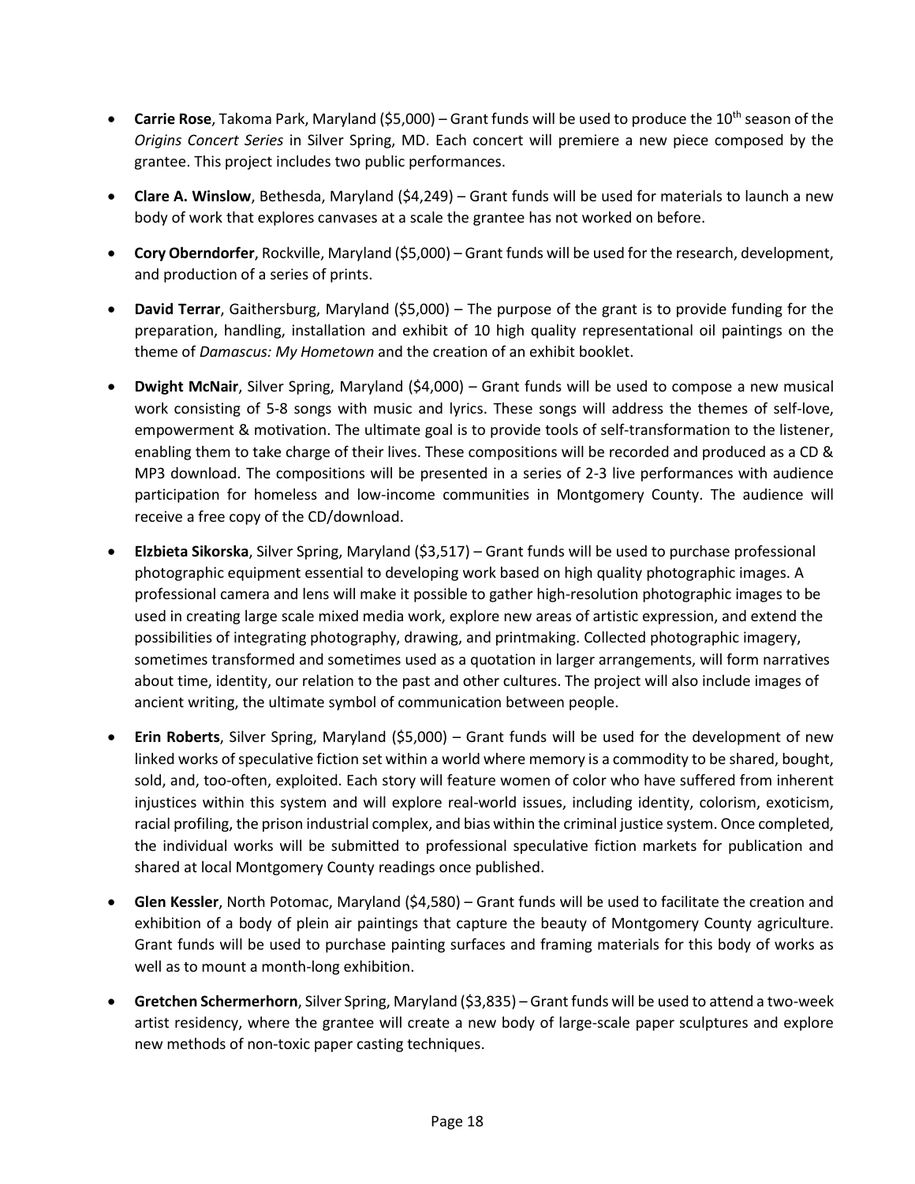- **Carrie Rose**, Takoma Park, Maryland ($5,000) – Grant funds will be used to produce the 10th season of the *Origins Concert Series* in Silver Spring, MD. Each concert will premiere a new piece composed by the grantee. This project includes two public performances.

- **Clare A. Winslow**, Bethesda, Maryland ($4,249) – Grant funds will be used for materials to launch a new body of work that explores canvases at a scale the grantee has not worked on before.

- **Cory Oberndorfer**, Rockville, Maryland ($5,000) – Grant funds will be used for the research, development, and production of a series of prints.

- **David Terrar**, Gaithersburg, Maryland ($5,000) – The purpose of the grant is to provide funding for the preparation, handling, installation and exhibit of 10 high quality representational oil paintings on the theme of *Damascus: My Hometown* and the creation of an exhibit booklet.

- **Dwight McNair**, Silver Spring, Maryland ($4,000) – Grant funds will be used to compose a new musical work consisting of 5-8 songs with music and lyrics. These songs will address the themes of self-love, empowerment & motivation. The ultimate goal is to provide tools of self-transformation to the listener, enabling them to take charge of their lives. These compositions will be recorded and produced as a CD & MP3 download. The compositions will be presented in a series of 2-3 live performances with audience participation for homeless and low-income communities in Montgomery County. The audience will receive a free copy of the CD/download.

- **Elzbieta Sikorska**, Silver Spring, Maryland ($3,517) – Grant funds will be used to purchase professional photographic equipment essential to developing work based on high quality photographic images. A professional camera and lens will make it possible to gather high-resolution photographic images to be used in creating large scale mixed media work, explore new areas of artistic expression, and extend the possibilities of integrating photography, drawing, and printmaking. Collected photographic imagery, sometimes transformed and sometimes used as a quotation in larger arrangements, will form narratives about time, identity, our relation to the past and other cultures. The project will also include images of ancient writing, the ultimate symbol of communication between people.

- **Erin Roberts**, Silver Spring, Maryland ($5,000) – Grant funds will be used for the development of new linked works of speculative fiction set within a world where memory is a commodity to be shared, bought, sold, and, too-often, exploited. Each story will feature women of color who have suffered from inherent injustices within this system and will explore real-world issues, including identity, colorism, exoticism, racial profiling, the prison industrial complex, and bias within the criminal justice system. Once completed, the individual works will be submitted to professional speculative fiction markets for publication and shared at local Montgomery County readings once published.

- **Glen Kessler**, North Potomac, Maryland ($4,580) – Grant funds will be used to facilitate the creation and exhibition of a body of plein air paintings that capture the beauty of Montgomery County agriculture. Grant funds will be used to purchase painting surfaces and framing materials for this body of works as well as to mount a month-long exhibition.

- **Gretchen Schermerhorn**, Silver Spring, Maryland ($3,835) – Grant funds will be used to attend a two-week artist residency, where the grantee will create a new body of large-scale paper sculptures and explore new methods of non-toxic paper casting techniques.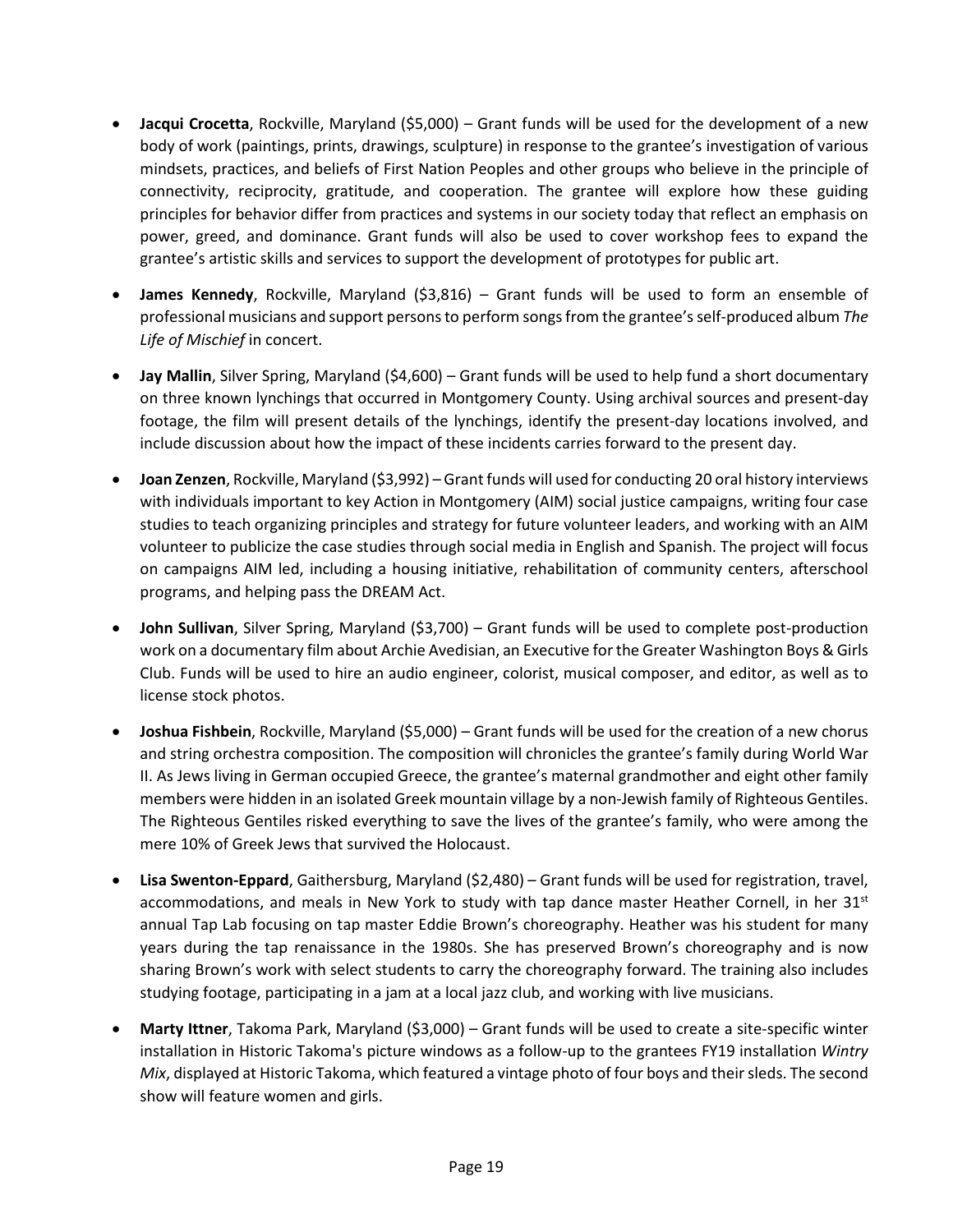- **Jacqui Crocetta**, Rockville, Maryland ($5,000) – Grant funds will be used for the development of a new body of work (paintings, prints, drawings, sculpture) in response to the grantee's investigation of various mindsets, practices, and beliefs of First Nation Peoples and other groups who believe in the principle of connectivity, reciprocity, gratitude, and cooperation. The grantee will explore how these guiding principles for behavior differ from practices and systems in our society today that reflect an emphasis on power, greed, and dominance. Grant funds will also be used to cover workshop fees to expand the grantee's artistic skills and services to support the development of prototypes for public art.

- **James Kennedy**, Rockville, Maryland ($3,816) – Grant funds will be used to form an ensemble of professional musicians and support persons to perform songs from the grantee's self-produced album *The Life of Mischief* in concert.

- **Jay Mallin**, Silver Spring, Maryland ($4,600) – Grant funds will be used to help fund a short documentary on three known lynchings that occurred in Montgomery County. Using archival sources and present-day footage, the film will present details of the lynchings, identify the present-day locations involved, and include discussion about how the impact of these incidents carries forward to the present day.

- **Joan Zenzen**, Rockville, Maryland ($3,992) – Grant funds will used for conducting 20 oral history interviews with individuals important to key Action in Montgomery (AIM) social justice campaigns, writing four case studies to teach organizing principles and strategy for future volunteer leaders, and working with an AIM volunteer to publicize the case studies through social media in English and Spanish. The project will focus on campaigns AIM led, including a housing initiative, rehabilitation of community centers, afterschool programs, and helping pass the DREAM Act.

- **John Sullivan**, Silver Spring, Maryland ($3,700) – Grant funds will be used to complete post-production work on a documentary film about Archie Avedisian, an Executive for the Greater Washington Boys & Girls Club. Funds will be used to hire an audio engineer, colorist, musical composer, and editor, as well as to license stock photos.

- **Joshua Fishbein**, Rockville, Maryland ($5,000) – Grant funds will be used for the creation of a new chorus and string orchestra composition. The composition will chronicles the grantee's family during World War II. As Jews living in German occupied Greece, the grantee's maternal grandmother and eight other family members were hidden in an isolated Greek mountain village by a non-Jewish family of Righteous Gentiles. The Righteous Gentiles risked everything to save the lives of the grantee's family, who were among the mere 10% of Greek Jews that survived the Holocaust.

- **Lisa Swenton-Eppard**, Gaithersburg, Maryland ($2,480) – Grant funds will be used for registration, travel, accommodations, and meals in New York to study with tap dance master Heather Cornell, in her 31st annual Tap Lab focusing on tap master Eddie Brown's choreography. Heather was his student for many years during the tap renaissance in the 1980s. She has preserved Brown's choreography and is now sharing Brown's work with select students to carry the choreography forward. The training also includes studying footage, participating in a jam at a local jazz club, and working with live musicians.

- **Marty Ittner**, Takoma Park, Maryland ($3,000) – Grant funds will be used to create a site-specific winter installation in Historic Takoma's picture windows as a follow-up to the grantees FY19 installation *Wintry Mix*, displayed at Historic Takoma, which featured a vintage photo of four boys and their sleds. The second show will feature women and girls.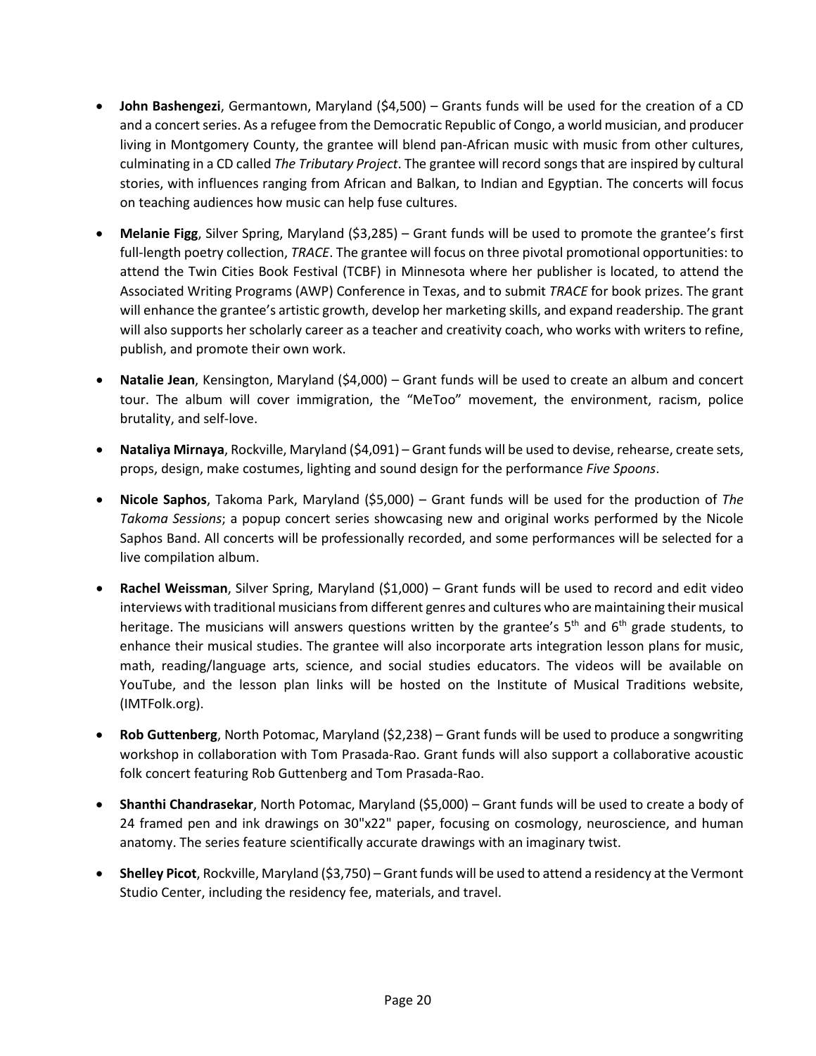- **John Bashengezi**, Germantown, Maryland ($4,500) – Grants funds will be used for the creation of a CD and a concert series. As a refugee from the Democratic Republic of Congo, a world musician, and producer living in Montgomery County, the grantee will blend pan-African music with music from other cultures, culminating in a CD called *The Tributary Project*. The grantee will record songs that are inspired by cultural stories, with influences ranging from African and Balkan, to Indian and Egyptian. The concerts will focus on teaching audiences how music can help fuse cultures.

- **Melanie Figg**, Silver Spring, Maryland ($3,285) – Grant funds will be used to promote the grantee's first full-length poetry collection, *TRACE*. The grantee will focus on three pivotal promotional opportunities: to attend the Twin Cities Book Festival (TCBF) in Minnesota where her publisher is located, to attend the Associated Writing Programs (AWP) Conference in Texas, and to submit *TRACE* for book prizes. The grant will enhance the grantee's artistic growth, develop her marketing skills, and expand readership. The grant will also supports her scholarly career as a teacher and creativity coach, who works with writers to refine, publish, and promote their own work.

- **Natalie Jean**, Kensington, Maryland ($4,000) – Grant funds will be used to create an album and concert tour. The album will cover immigration, the "MeToo" movement, the environment, racism, police brutality, and self-love.

- **Nataliya Mirnaya**, Rockville, Maryland ($4,091) – Grant funds will be used to devise, rehearse, create sets, props, design, make costumes, lighting and sound design for the performance *Five Spoons*.

- **Nicole Saphos**, Takoma Park, Maryland ($5,000) – Grant funds will be used for the production of *The Takoma Sessions*; a popup concert series showcasing new and original works performed by the Nicole Saphos Band. All concerts will be professionally recorded, and some performances will be selected for a live compilation album.

- **Rachel Weissman**, Silver Spring, Maryland ($1,000) – Grant funds will be used to record and edit video interviews with traditional musicians from different genres and cultures who are maintaining their musical heritage. The musicians will answers questions written by the grantee's 5th and 6th grade students, to enhance their musical studies. The grantee will also incorporate arts integration lesson plans for music, math, reading/language arts, science, and social studies educators. The videos will be available on YouTube, and the lesson plan links will be hosted on the Institute of Musical Traditions website, (IMTFolk.org).

- **Rob Guttenberg**, North Potomac, Maryland ($2,238) – Grant funds will be used to produce a songwriting workshop in collaboration with Tom Prasada-Rao. Grant funds will also support a collaborative acoustic folk concert featuring Rob Guttenberg and Tom Prasada-Rao.

- **Shanthi Chandrasekar**, North Potomac, Maryland ($5,000) – Grant funds will be used to create a body of 24 framed pen and ink drawings on 30"x22" paper, focusing on cosmology, neuroscience, and human anatomy. The series feature scientifically accurate drawings with an imaginary twist.

- **Shelley Picot**, Rockville, Maryland ($3,750) – Grant funds will be used to attend a residency at the Vermont Studio Center, including the residency fee, materials, and travel.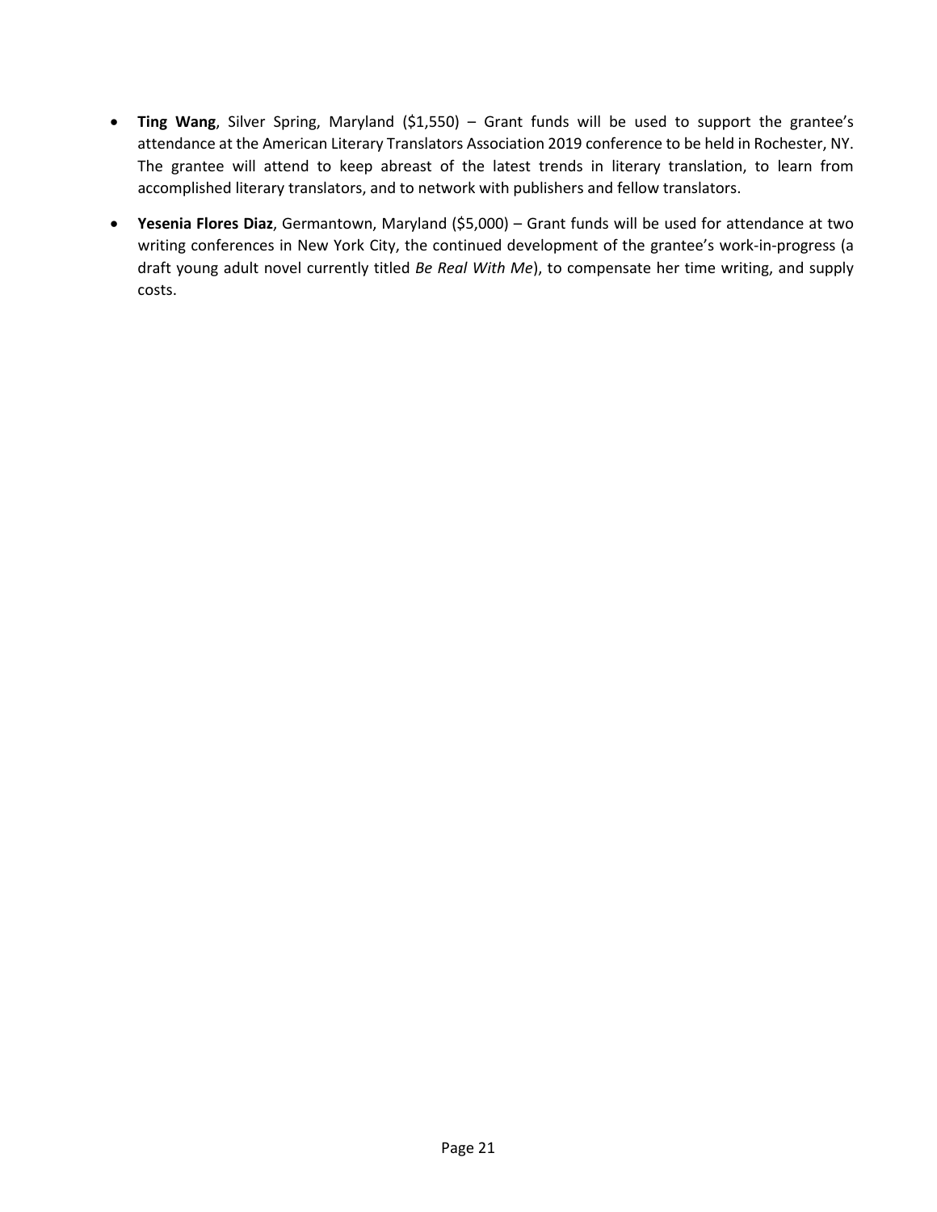- **Ting Wang**, Silver Spring, Maryland ($1,550) – Grant funds will be used to support the grantee's attendance at the American Literary Translators Association 2019 conference to be held in Rochester, NY. The grantee will attend to keep abreast of the latest trends in literary translation, to learn from accomplished literary translators, and to network with publishers and fellow translators.
- **Yesenia Flores Diaz**, Germantown, Maryland ($5,000) – Grant funds will be used for attendance at two writing conferences in New York City, the continued development of the grantee's work-in-progress (a draft young adult novel currently titled *Be Real With Me*), to compensate her time writing, and supply costs.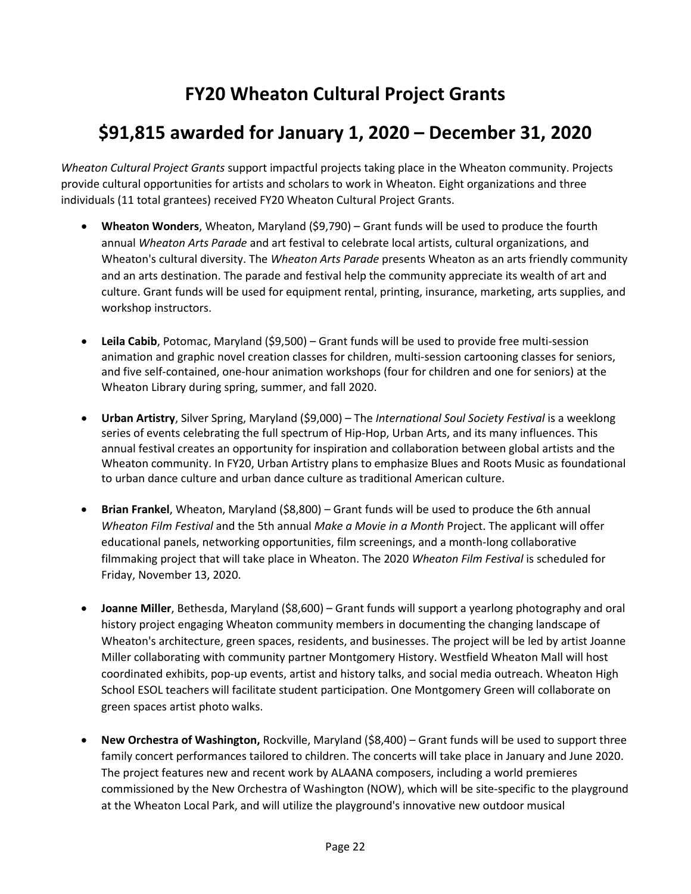# FY20 Wheaton Cultural Project Grants

# $91,815 awarded for January 1, 2020 – December 31, 2020

*Wheaton Cultural Project Grants* support impactful projects taking place in the Wheaton community. Projects provide cultural opportunities for artists and scholars to work in Wheaton. Eight organizations and three individuals (11 total grantees) received FY20 Wheaton Cultural Project Grants.

- **Wheaton Wonders**, Wheaton, Maryland ($9,790) – Grant funds will be used to produce the fourth annual *Wheaton Arts Parade* and art festival to celebrate local artists, cultural organizations, and Wheaton's cultural diversity. The *Wheaton Arts Parade* presents Wheaton as an arts friendly community and an arts destination. The parade and festival help the community appreciate its wealth of art and culture. Grant funds will be used for equipment rental, printing, insurance, marketing, arts supplies, and workshop instructors.

- **Leila Cabib**, Potomac, Maryland ($9,500) – Grant funds will be used to provide free multi-session animation and graphic novel creation classes for children, multi-session cartooning classes for seniors, and five self-contained, one-hour animation workshops (four for children and one for seniors) at the Wheaton Library during spring, summer, and fall 2020.

- **Urban Artistry**, Silver Spring, Maryland ($9,000) – The *International Soul Society Festival* is a weeklong series of events celebrating the full spectrum of Hip-Hop, Urban Arts, and its many influences. This annual festival creates an opportunity for inspiration and collaboration between global artists and the Wheaton community. In FY20, Urban Artistry plans to emphasize Blues and Roots Music as foundational to urban dance culture and urban dance culture as traditional American culture.

- **Brian Frankel**, Wheaton, Maryland ($8,800) – Grant funds will be used to produce the 6th annual *Wheaton Film Festival* and the 5th annual *Make a Movie in a Month* Project. The applicant will offer educational panels, networking opportunities, film screenings, and a month-long collaborative filmmaking project that will take place in Wheaton. The 2020 *Wheaton Film Festival* is scheduled for Friday, November 13, 2020.

- **Joanne Miller**, Bethesda, Maryland ($8,600) – Grant funds will support a yearlong photography and oral history project engaging Wheaton community members in documenting the changing landscape of Wheaton's architecture, green spaces, residents, and businesses. The project will be led by artist Joanne Miller collaborating with community partner Montgomery History. Westfield Wheaton Mall will host coordinated exhibits, pop-up events, artist and history talks, and social media outreach. Wheaton High School ESOL teachers will facilitate student participation. One Montgomery Green will collaborate on green spaces artist photo walks.

- **New Orchestra of Washington,** Rockville, Maryland ($8,400) – Grant funds will be used to support three family concert performances tailored to children. The concerts will take place in January and June 2020. The project features new and recent work by ALAANA composers, including a world premieres commissioned by the New Orchestra of Washington (NOW), which will be site-specific to the playground at the Wheaton Local Park, and will utilize the playground's innovative new outdoor musical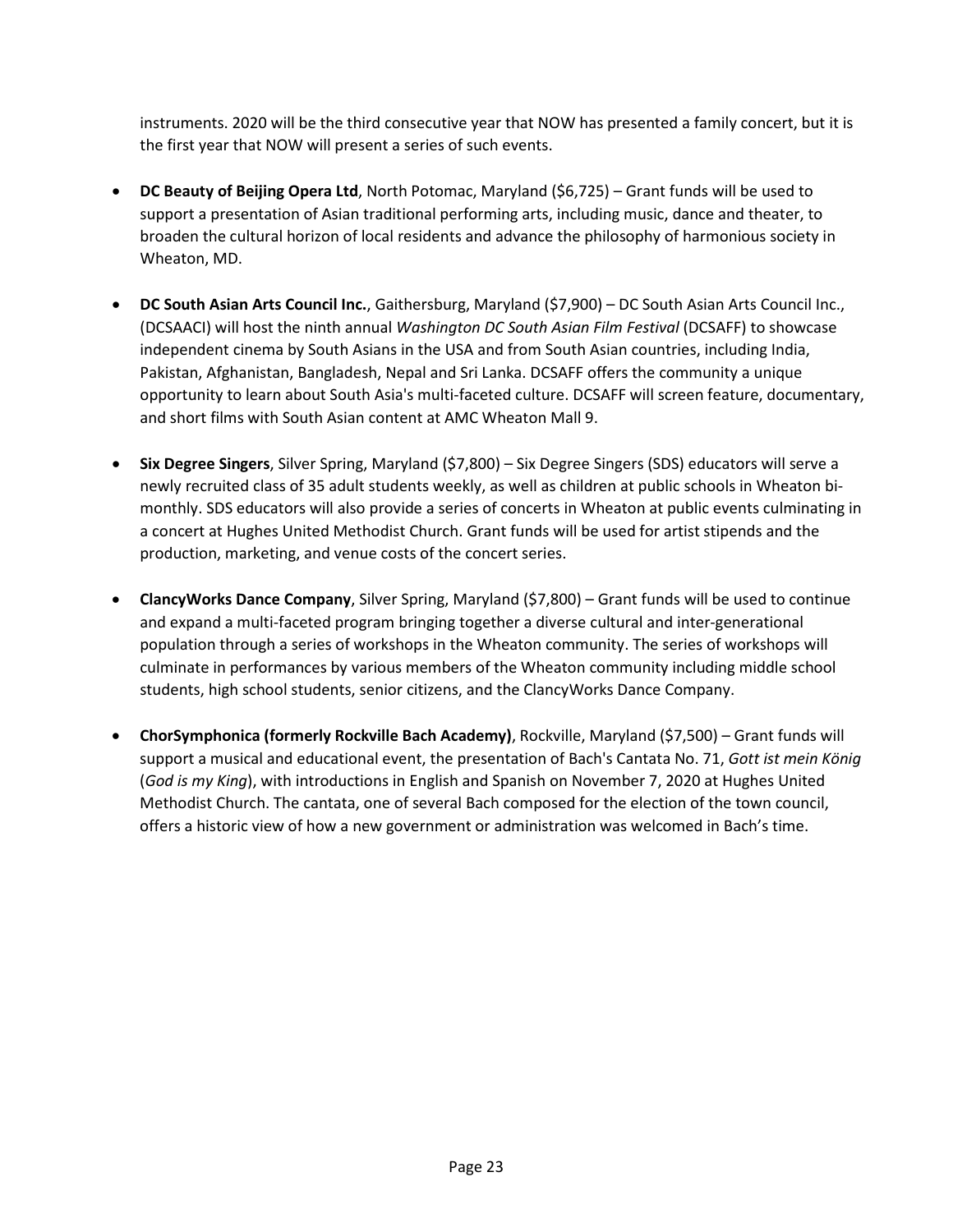instruments. 2020 will be the third consecutive year that NOW has presented a family concert, but it is the first year that NOW will present a series of such events.

- **DC Beauty of Beijing Opera Ltd**, North Potomac, Maryland ($6,725) – Grant funds will be used to support a presentation of Asian traditional performing arts, including music, dance and theater, to broaden the cultural horizon of local residents and advance the philosophy of harmonious society in Wheaton, MD.

- **DC South Asian Arts Council Inc.**, Gaithersburg, Maryland ($7,900) – DC South Asian Arts Council Inc., (DCSAACI) will host the ninth annual *Washington DC South Asian Film Festival* (DCSAFF) to showcase independent cinema by South Asians in the USA and from South Asian countries, including India, Pakistan, Afghanistan, Bangladesh, Nepal and Sri Lanka. DCSAFF offers the community a unique opportunity to learn about South Asia's multi-faceted culture. DCSAFF will screen feature, documentary, and short films with South Asian content at AMC Wheaton Mall 9.

- **Six Degree Singers**, Silver Spring, Maryland ($7,800) – Six Degree Singers (SDS) educators will serve a newly recruited class of 35 adult students weekly, as well as children at public schools in Wheaton bi-monthly. SDS educators will also provide a series of concerts in Wheaton at public events culminating in a concert at Hughes United Methodist Church. Grant funds will be used for artist stipends and the production, marketing, and venue costs of the concert series.

- **ClancyWorks Dance Company**, Silver Spring, Maryland ($7,800) – Grant funds will be used to continue and expand a multi-faceted program bringing together a diverse cultural and inter-generational population through a series of workshops in the Wheaton community. The series of workshops will culminate in performances by various members of the Wheaton community including middle school students, high school students, senior citizens, and the ClancyWorks Dance Company.

- **ChorSymphonica (formerly Rockville Bach Academy)**, Rockville, Maryland ($7,500) – Grant funds will support a musical and educational event, the presentation of Bach's Cantata No. 71, *Gott ist mein König* (*God is my King*), with introductions in English and Spanish on November 7, 2020 at Hughes United Methodist Church. The cantata, one of several Bach composed for the election of the town council, offers a historic view of how a new government or administration was welcomed in Bach's time.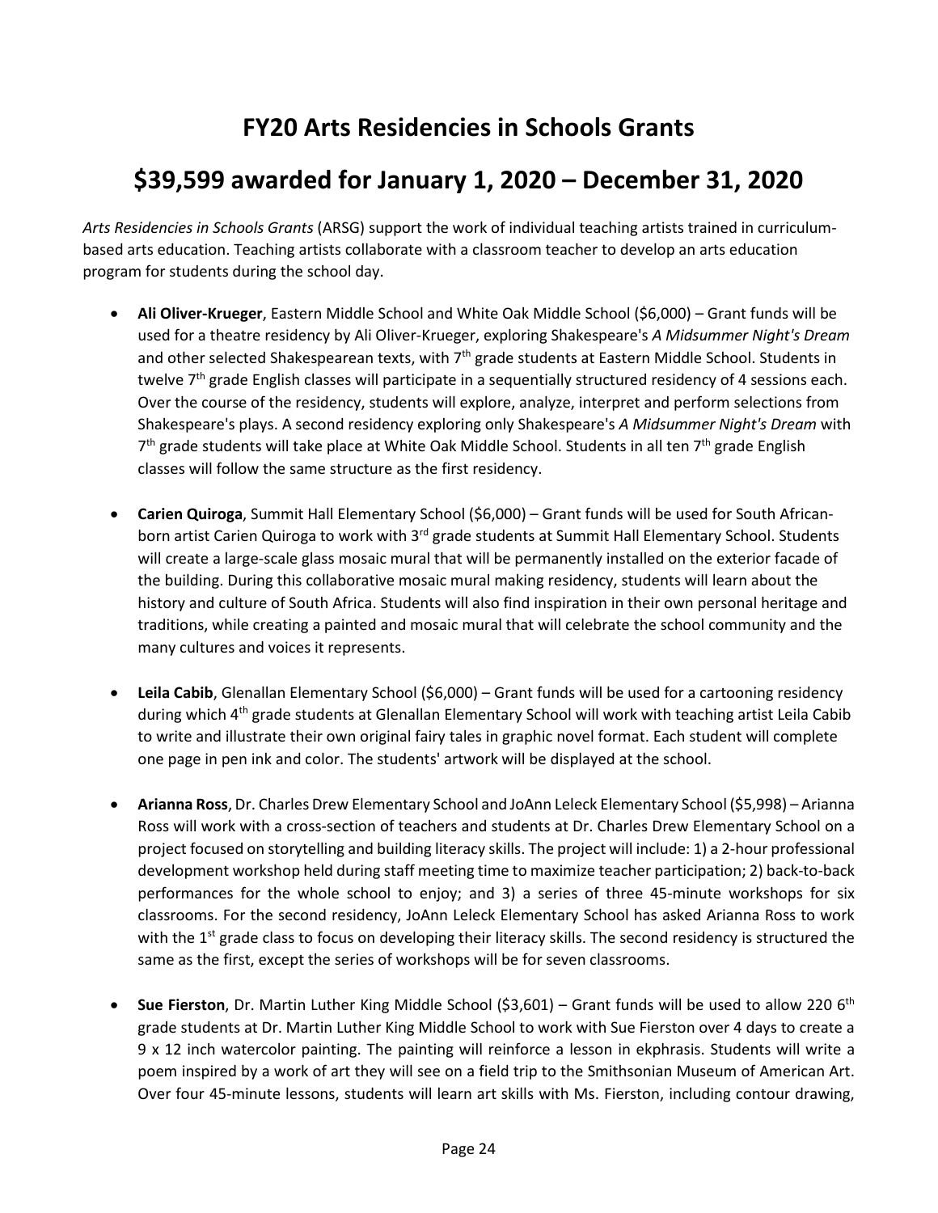# FY20 Arts Residencies in Schools Grants

# $39,599 awarded for January 1, 2020 – December 31, 2020

*Arts Residencies in Schools Grants* (ARSG) support the work of individual teaching artists trained in curriculum-based arts education. Teaching artists collaborate with a classroom teacher to develop an arts education program for students during the school day.

- **Ali Oliver-Krueger**, Eastern Middle School and White Oak Middle School ($6,000) – Grant funds will be used for a theatre residency by Ali Oliver-Krueger, exploring Shakespeare's *A Midsummer Night's Dream* and other selected Shakespearean texts, with 7th grade students at Eastern Middle School. Students in twelve 7th grade English classes will participate in a sequentially structured residency of 4 sessions each. Over the course of the residency, students will explore, analyze, interpret and perform selections from Shakespeare's plays. A second residency exploring only Shakespeare's *A Midsummer Night's Dream* with 7th grade students will take place at White Oak Middle School. Students in all ten 7th grade English classes will follow the same structure as the first residency.

- **Carien Quiroga**, Summit Hall Elementary School ($6,000) – Grant funds will be used for South African-born artist Carien Quiroga to work with 3rd grade students at Summit Hall Elementary School. Students will create a large-scale glass mosaic mural that will be permanently installed on the exterior facade of the building. During this collaborative mosaic mural making residency, students will learn about the history and culture of South Africa. Students will also find inspiration in their own personal heritage and traditions, while creating a painted and mosaic mural that will celebrate the school community and the many cultures and voices it represents.

- **Leila Cabib**, Glenallan Elementary School ($6,000) – Grant funds will be used for a cartooning residency during which 4th grade students at Glenallan Elementary School will work with teaching artist Leila Cabib to write and illustrate their own original fairy tales in graphic novel format. Each student will complete one page in pen ink and color. The students' artwork will be displayed at the school.

- **Arianna Ross**, Dr. Charles Drew Elementary School and JoAnn Leleck Elementary School ($5,998) – Arianna Ross will work with a cross-section of teachers and students at Dr. Charles Drew Elementary School on a project focused on storytelling and building literacy skills. The project will include: 1) a 2-hour professional development workshop held during staff meeting time to maximize teacher participation; 2) back-to-back performances for the whole school to enjoy; and 3) a series of three 45-minute workshops for six classrooms. For the second residency, JoAnn Leleck Elementary School has asked Arianna Ross to work with the 1st grade class to focus on developing their literacy skills. The second residency is structured the same as the first, except the series of workshops will be for seven classrooms.

- **Sue Fierston**, Dr. Martin Luther King Middle School ($3,601) – Grant funds will be used to allow 220 6th grade students at Dr. Martin Luther King Middle School to work with Sue Fierston over 4 days to create a 9 x 12 inch watercolor painting. The painting will reinforce a lesson in ekphrasis. Students will write a poem inspired by a work of art they will see on a field trip to the Smithsonian Museum of American Art. Over four 45-minute lessons, students will learn art skills with Ms. Fierston, including contour drawing,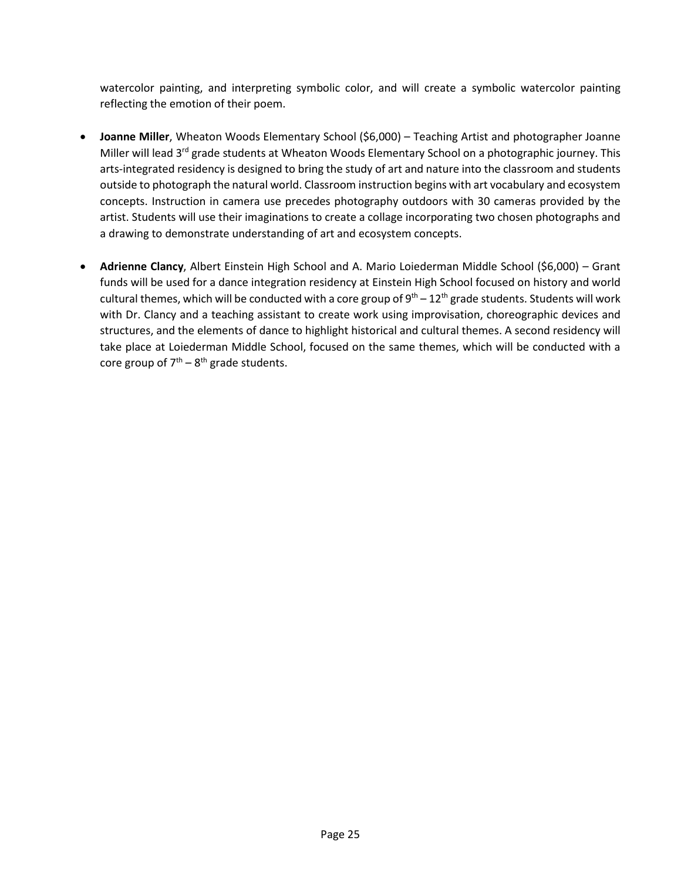watercolor painting, and interpreting symbolic color, and will create a symbolic watercolor painting reflecting the emotion of their poem.

- **Joanne Miller**, Wheaton Woods Elementary School ($6,000) – Teaching Artist and photographer Joanne Miller will lead 3rd grade students at Wheaton Woods Elementary School on a photographic journey. This arts-integrated residency is designed to bring the study of art and nature into the classroom and students outside to photograph the natural world. Classroom instruction begins with art vocabulary and ecosystem concepts. Instruction in camera use precedes photography outdoors with 30 cameras provided by the artist. Students will use their imaginations to create a collage incorporating two chosen photographs and a drawing to demonstrate understanding of art and ecosystem concepts.

- **Adrienne Clancy**, Albert Einstein High School and A. Mario Loiederman Middle School ($6,000) – Grant funds will be used for a dance integration residency at Einstein High School focused on history and world cultural themes, which will be conducted with a core group of 9th – 12th grade students. Students will work with Dr. Clancy and a teaching assistant to create work using improvisation, choreographic devices and structures, and the elements of dance to highlight historical and cultural themes. A second residency will take place at Loiederman Middle School, focused on the same themes, which will be conducted with a core group of 7th – 8th grade students.